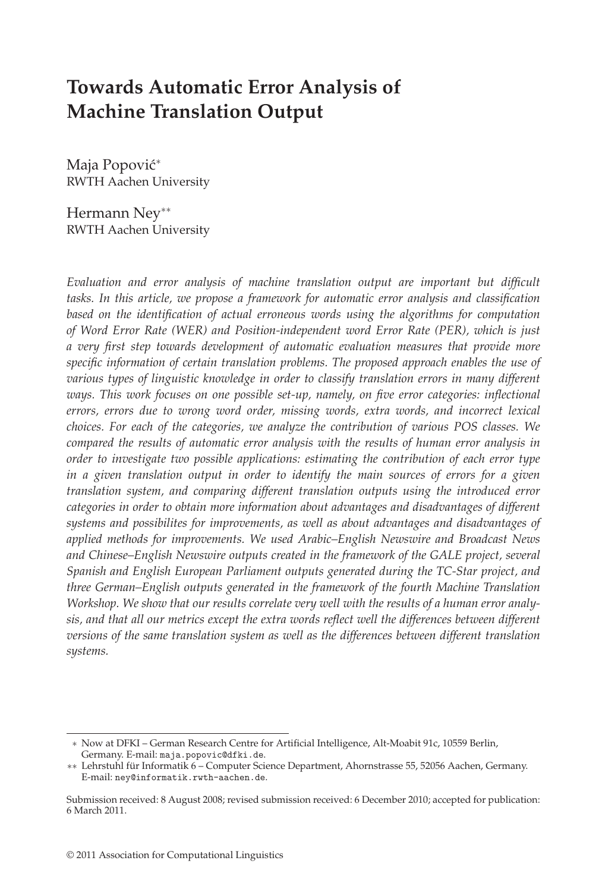# Towards Automatic Error Analysis of Machine Translation Output

Maja Popović[*]
RWTH Aachen University

Hermann Ney[**]
RWTH Aachen University

*Evaluation and error analysis of machine translation output are important but difficult tasks. In this article, we propose a framework for automatic error analysis and classification based on the identification of actual erroneous words using the algorithms for computation of Word Error Rate (WER) and Position-independent word Error Rate (PER), which is just a very first step towards development of automatic evaluation measures that provide more specific information of certain translation problems. The proposed approach enables the use of various types of linguistic knowledge in order to classify translation errors in many different ways. This work focuses on one possible set-up, namely, on five error categories: inflectional errors, errors due to wrong word order, missing words, extra words, and incorrect lexical choices. For each of the categories, we analyze the contribution of various POS classes. We compared the results of automatic error analysis with the results of human error analysis in order to investigate two possible applications: estimating the contribution of each error type in a given translation output in order to identify the main sources of errors for a given translation system, and comparing different translation outputs using the introduced error categories in order to obtain more information about advantages and disadvantages of different systems and possibilites for improvements, as well as about advantages and disadvantages of applied methods for improvements. We used Arabic–English Newswire and Broadcast News and Chinese–English Newswire outputs created in the framework of the GALE project, several Spanish and English European Parliament outputs generated during the TC-Star project, and three German–English outputs generated in the framework of the fourth Machine Translation Workshop. We show that our results correlate very well with the results of a human error analysis, and that all our metrics except the extra words reflect well the differences between different versions of the same translation system as well as the differences between different translation systems.*

---

[*] Now at DFKI – German Research Centre for Artificial Intelligence, Alt-Moabit 91c, 10559 Berlin, Germany. E-mail: maja.popovic@dfki.de.

[**] Lehrstuhl für Informatik 6 – Computer Science Department, Ahornstrasse 55, 52056 Aachen, Germany. E-mail: ney@informatik.rwth-aachen.de.

Submission received: 8 August 2008; revised submission received: 6 December 2010; accepted for publication: 6 March 2011.

© 2011 Association for Computational Linguistics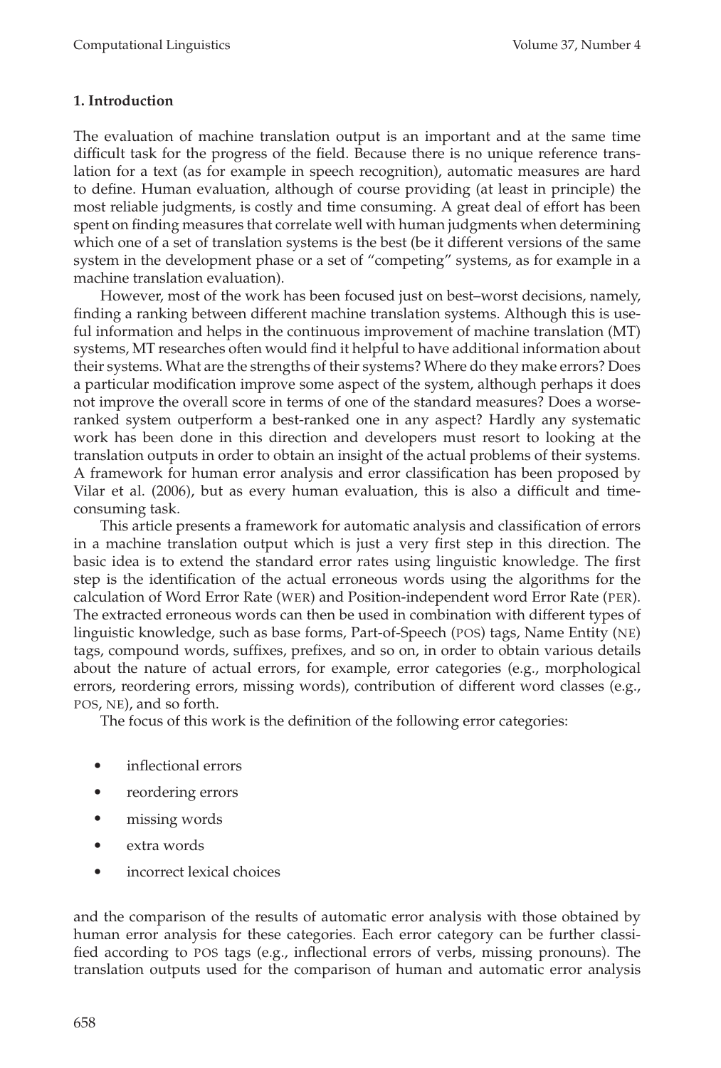## 1. Introduction

The evaluation of machine translation output is an important and at the same time difficult task for the progress of the field. Because there is no unique reference translation for a text (as for example in speech recognition), automatic measures are hard to define. Human evaluation, although of course providing (at least in principle) the most reliable judgments, is costly and time consuming. A great deal of effort has been spent on finding measures that correlate well with human judgments when determining which one of a set of translation systems is the best (be it different versions of the same system in the development phase or a set of "competing" systems, as for example in a machine translation evaluation).

However, most of the work has been focused just on best–worst decisions, namely, finding a ranking between different machine translation systems. Although this is useful information and helps in the continuous improvement of machine translation (MT) systems, MT researches often would find it helpful to have additional information about their systems. What are the strengths of their systems? Where do they make errors? Does a particular modification improve some aspect of the system, although perhaps it does not improve the overall score in terms of one of the standard measures? Does a worse-ranked system outperform a best-ranked one in any aspect? Hardly any systematic work has been done in this direction and developers must resort to looking at the translation outputs in order to obtain an insight of the actual problems of their systems. A framework for human error analysis and error classification has been proposed by Vilar et al. (2006), but as every human evaluation, this is also a difficult and time-consuming task.

This article presents a framework for automatic analysis and classification of errors in a machine translation output which is just a very first step in this direction. The basic idea is to extend the standard error rates using linguistic knowledge. The first step is the identification of the actual erroneous words using the algorithms for the calculation of Word Error Rate (WER) and Position-independent word Error Rate (PER). The extracted erroneous words can then be used in combination with different types of linguistic knowledge, such as base forms, Part-of-Speech (POS) tags, Name Entity (NE) tags, compound words, suffixes, prefixes, and so on, in order to obtain various details about the nature of actual errors, for example, error categories (e.g., morphological errors, reordering errors, missing words), contribution of different word classes (e.g., POS, NE), and so forth.

The focus of this work is the definition of the following error categories:

- inflectional errors
- reordering errors
- missing words
- extra words
- incorrect lexical choices

and the comparison of the results of automatic error analysis with those obtained by human error analysis for these categories. Each error category can be further classified according to POS tags (e.g., inflectional errors of verbs, missing pronouns). The translation outputs used for the comparison of human and automatic error analysis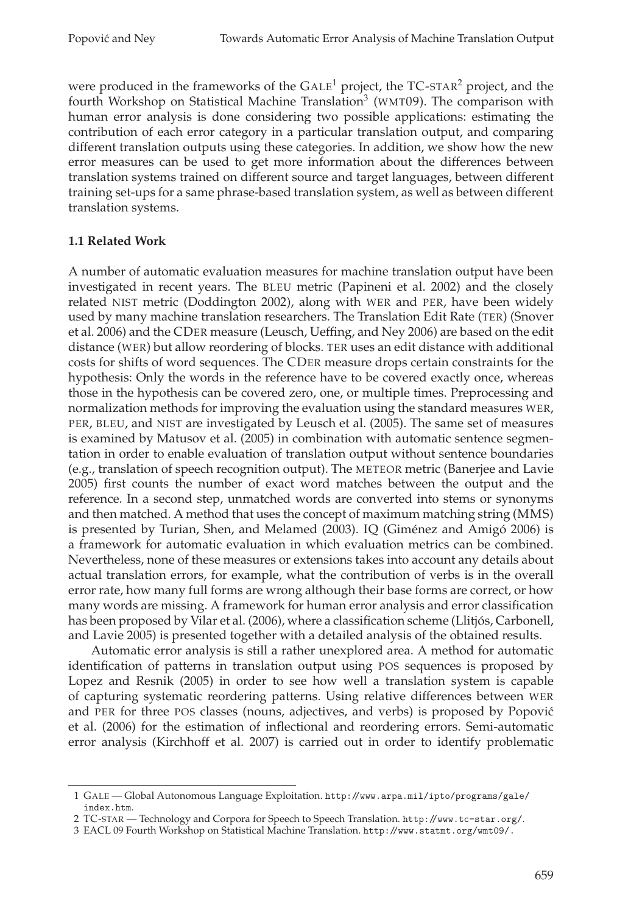were produced in the frameworks of the GALE[1] project, the TC-STAR[2] project, and the fourth Workshop on Statistical Machine Translation[3] (WMT09). The comparison with human error analysis is done considering two possible applications: estimating the contribution of each error category in a particular translation output, and comparing different translation outputs using these categories. In addition, we show how the new error measures can be used to get more information about the differences between translation systems trained on different source and target languages, between different training set-ups for a same phrase-based translation system, as well as between different translation systems.

### 1.1 Related Work

A number of automatic evaluation measures for machine translation output have been investigated in recent years. The BLEU metric (Papineni et al. 2002) and the closely related NIST metric (Doddington 2002), along with WER and PER, have been widely used by many machine translation researchers. The Translation Edit Rate (TER) (Snover et al. 2006) and the CDER measure (Leusch, Ueffing, and Ney 2006) are based on the edit distance (WER) but allow reordering of blocks. TER uses an edit distance with additional costs for shifts of word sequences. The CDER measure drops certain constraints for the hypothesis: Only the words in the reference have to be covered exactly once, whereas those in the hypothesis can be covered zero, one, or multiple times. Preprocessing and normalization methods for improving the evaluation using the standard measures WER, PER, BLEU, and NIST are investigated by Leusch et al. (2005). The same set of measures is examined by Matusov et al. (2005) in combination with automatic sentence segmentation in order to enable evaluation of translation output without sentence boundaries (e.g., translation of speech recognition output). The METEOR metric (Banerjee and Lavie 2005) first counts the number of exact word matches between the output and the reference. In a second step, unmatched words are converted into stems or synonyms and then matched. A method that uses the concept of maximum matching string (MMS) is presented by Turian, Shen, and Melamed (2003). IQ (Giménez and Amigó 2006) is a framework for automatic evaluation in which evaluation metrics can be combined. Nevertheless, none of these measures or extensions takes into account any details about actual translation errors, for example, what the contribution of verbs is in the overall error rate, how many full forms are wrong although their base forms are correct, or how many words are missing. A framework for human error analysis and error classification has been proposed by Vilar et al. (2006), where a classification scheme (Llitjós, Carbonell, and Lavie 2005) is presented together with a detailed analysis of the obtained results.

Automatic error analysis is still a rather unexplored area. A method for automatic identification of patterns in translation output using POS sequences is proposed by Lopez and Resnik (2005) in order to see how well a translation system is capable of capturing systematic reordering patterns. Using relative differences between WER and PER for three POS classes (nouns, adjectives, and verbs) is proposed by Popović et al. (2006) for the estimation of inflectional and reordering errors. Semi-automatic error analysis (Kirchhoff et al. 2007) is carried out in order to identify problematic

---

1 GALE — Global Autonomous Language Exploitation. http://www.arpa.mil/ipto/programs/gale/index.htm.

2 TC-STAR — Technology and Corpora for Speech to Speech Translation. http://www.tc-star.org/.

3 EACL 09 Fourth Workshop on Statistical Machine Translation. http://www.statmt.org/wmt09/.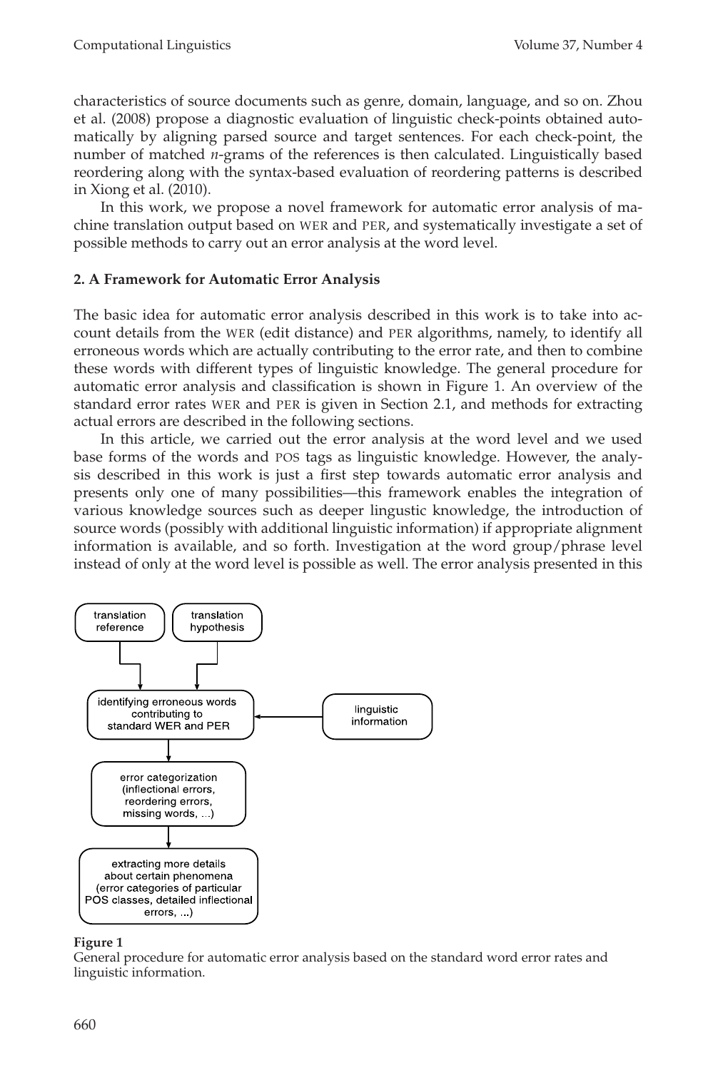characteristics of source documents such as genre, domain, language, and so on. Zhou et al. (2008) propose a diagnostic evaluation of linguistic check-points obtained automatically by aligning parsed source and target sentences. For each check-point, the number of matched *n*-grams of the references is then calculated. Linguistically based reordering along with the syntax-based evaluation of reordering patterns is described in Xiong et al. (2010).

In this work, we propose a novel framework for automatic error analysis of machine translation output based on WER and PER, and systematically investigate a set of possible methods to carry out an error analysis at the word level.

## 2. A Framework for Automatic Error Analysis

The basic idea for automatic error analysis described in this work is to take into account details from the WER (edit distance) and PER algorithms, namely, to identify all erroneous words which are actually contributing to the error rate, and then to combine these words with different types of linguistic knowledge. The general procedure for automatic error analysis and classification is shown in Figure 1. An overview of the standard error rates WER and PER is given in Section 2.1, and methods for extracting actual errors are described in the following sections.

In this article, we carried out the error analysis at the word level and we used base forms of the words and POS tags as linguistic knowledge. However, the analysis described in this work is just a first step towards automatic error analysis and presents only one of many possibilities—this framework enables the integration of various knowledge sources such as deeper lingustic knowledge, the introduction of source words (possibly with additional linguistic information) if appropriate alignment information is available, and so forth. Investigation at the word group/phrase level instead of only at the word level is possible as well. The error analysis presented in this

**Figure 1**
General procedure for automatic error analysis based on the standard word error rates and linguistic information.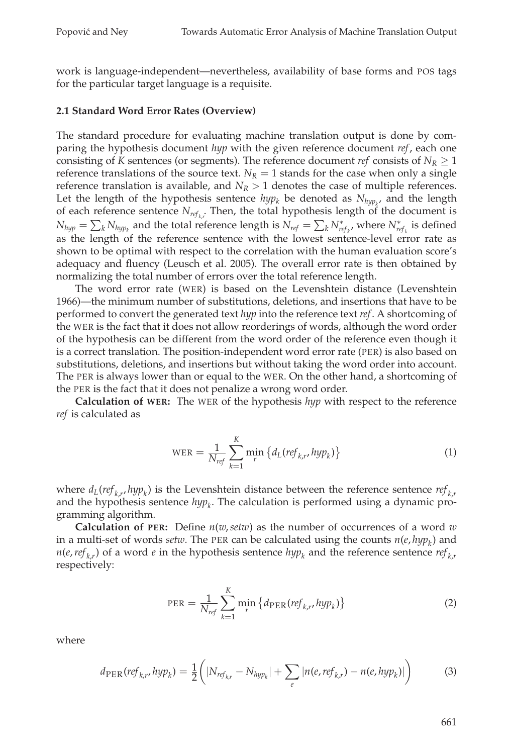work is language-independent—nevertheless, availability of base forms and POS tags for the particular target language is a requisite.

### 2.1 Standard Word Error Rates (Overview)

The standard procedure for evaluating machine translation output is done by comparing the hypothesis document *hyp* with the given reference document *ref*, each one consisting of $K$ sentences (or segments). The reference document *ref* consists of $N_R \geq 1$ reference translations of the source text. $N_R = 1$ stands for the case when only a single reference translation is available, and $N_R > 1$ denotes the case of multiple references. Let the length of the hypothesis sentence $hyp_k$ be denoted as $N_{hyp_k}$, and the length of each reference sentence $N_{ref_{k,r}}$. Then, the total hypothesis length of the document is $N_{hyp} = \sum_k N_{hyp_k}$ and the total reference length is $N_{ref} = \sum_k N^*_{ref_k}$, where $N^*_{ref_k}$ is defined as the length of the reference sentence with the lowest sentence-level error rate as shown to be optimal with respect to the correlation with the human evaluation score's adequacy and fluency (Leusch et al. 2005). The overall error rate is then obtained by normalizing the total number of errors over the total reference length.

The word error rate (WER) is based on the Levenshtein distance (Levenshtein 1966)—the minimum number of substitutions, deletions, and insertions that have to be performed to convert the generated text *hyp* into the reference text *ref*. A shortcoming of the WER is the fact that it does not allow reorderings of words, although the word order of the hypothesis can be different from the word order of the reference even though it is a correct translation. The position-independent word error rate (PER) is also based on substitutions, deletions, and insertions but without taking the word order into account. The PER is always lower than or equal to the WER. On the other hand, a shortcoming of the PER is the fact that it does not penalize a wrong word order.

**Calculation of WER:** The WER of the hypothesis *hyp* with respect to the reference *ref* is calculated as

$$\text{WER} = \frac{1}{N_{ref}} \sum_{k=1}^{K} \min_r \left\{ d_L(ref_{k,r}, hyp_k) \right\} \tag{1}$$

where $d_L(ref_{k,r}, hyp_k)$ is the Levenshtein distance between the reference sentence $ref_{k,r}$ and the hypothesis sentence $hyp_k$. The calculation is performed using a dynamic programming algorithm.

**Calculation of PER:** Define $n(w, setw)$ as the number of occurrences of a word $w$ in a multi-set of words *setw*. The PER can be calculated using the counts $n(e, hyp_k)$ and $n(e, ref_{k,r})$ of a word $e$ in the hypothesis sentence $hyp_k$ and the reference sentence $ref_{k,r}$ respectively:

$$\text{PER} = \frac{1}{N_{ref}} \sum_{k=1}^{K} \min_r \left\{ d_{\text{PER}}(ref_{k,r}, hyp_k) \right\} \tag{2}$$

where

$$d_{\text{PER}}(ref_{k,r}, hyp_k) = \frac{1}{2} \left( |N_{ref_{k,r}} - N_{hyp_k}| + \sum_e |n(e, ref_{k,r}) - n(e, hyp_k)| \right) \tag{3}$$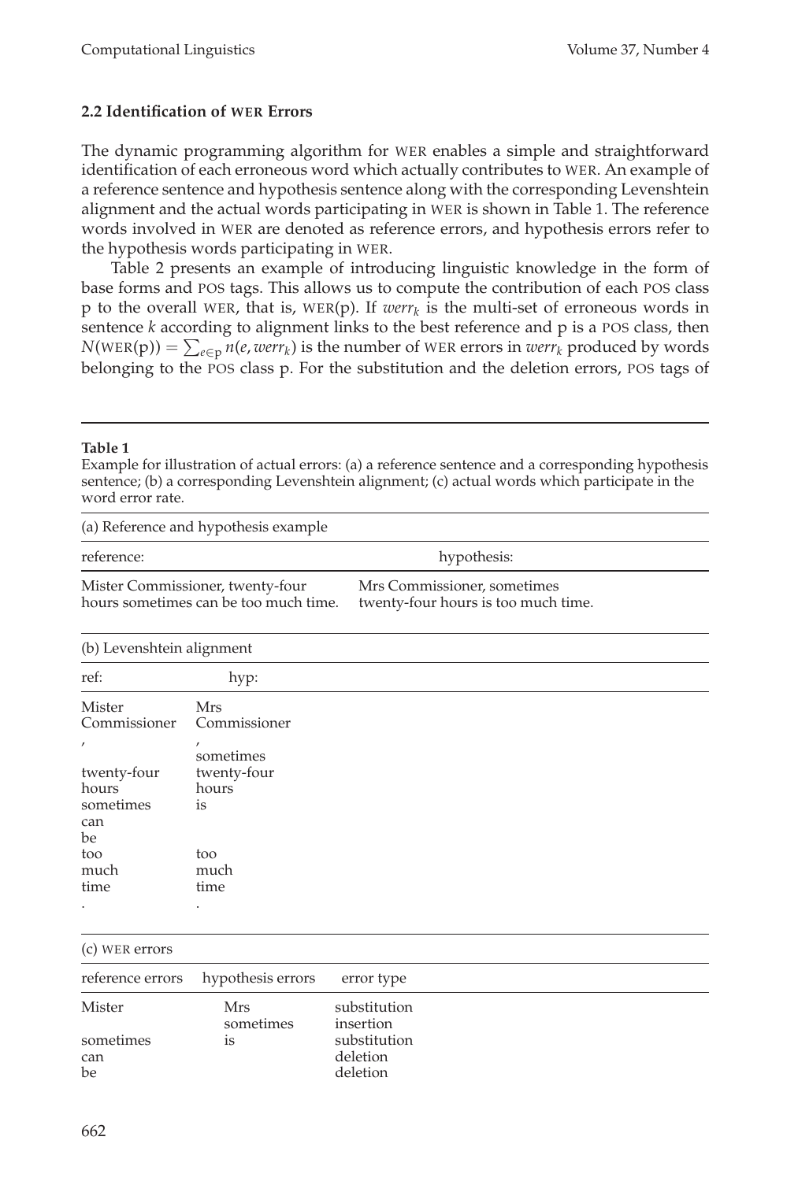### 2.2 Identification of WER Errors

The dynamic programming algorithm for WER enables a simple and straightforward identification of each erroneous word which actually contributes to WER. An example of a reference sentence and hypothesis sentence along with the corresponding Levenshtein alignment and the actual words participating in WER is shown in Table 1. The reference words involved in WER are denoted as reference errors, and hypothesis errors refer to the hypothesis words participating in WER.

Table 2 presents an example of introducing linguistic knowledge in the form of base forms and POS tags. This allows us to compute the contribution of each POS class p to the overall WER, that is, WER(p). If $werr_k$ is the multi-set of erroneous words in sentence $k$ according to alignment links to the best reference and p is a POS class, then $N(\text{WER}(\text{p})) = \sum_{e \in \text{p}} n(e, werr_k)$ is the number of WER errors in $werr_k$ produced by words belonging to the POS class p. For the substitution and the deletion errors, POS tags of

**Table 1**

Example for illustration of actual errors: (a) a reference sentence and a corresponding hypothesis sentence; (b) a corresponding Levenshtein alignment; (c) actual words which participate in the word error rate.

(a) Reference and hypothesis example

| reference: | hypothesis: |
|---|---|
| Mister Commissioner, twenty-four hours sometimes can be too much time. | Mrs Commissioner, sometimes twenty-four hours is too much time. |

(b) Levenshtein alignment

| ref: | hyp: |
|---|---|
| Mister | Mrs |
| Commissioner | Commissioner |
| , | , |
| | sometimes |
| twenty-four | twenty-four |
| hours | hours |
| sometimes | is |
| can | |
| be | |
| too | too |
| much | much |
| time | time |
| . | . |

(c) WER errors

| reference errors | hypothesis errors | error type |
|---|---|---|
| Mister | Mrs | substitution |
| | sometimes | insertion |
| sometimes | is | substitution |
| can | | deletion |
| be | | deletion |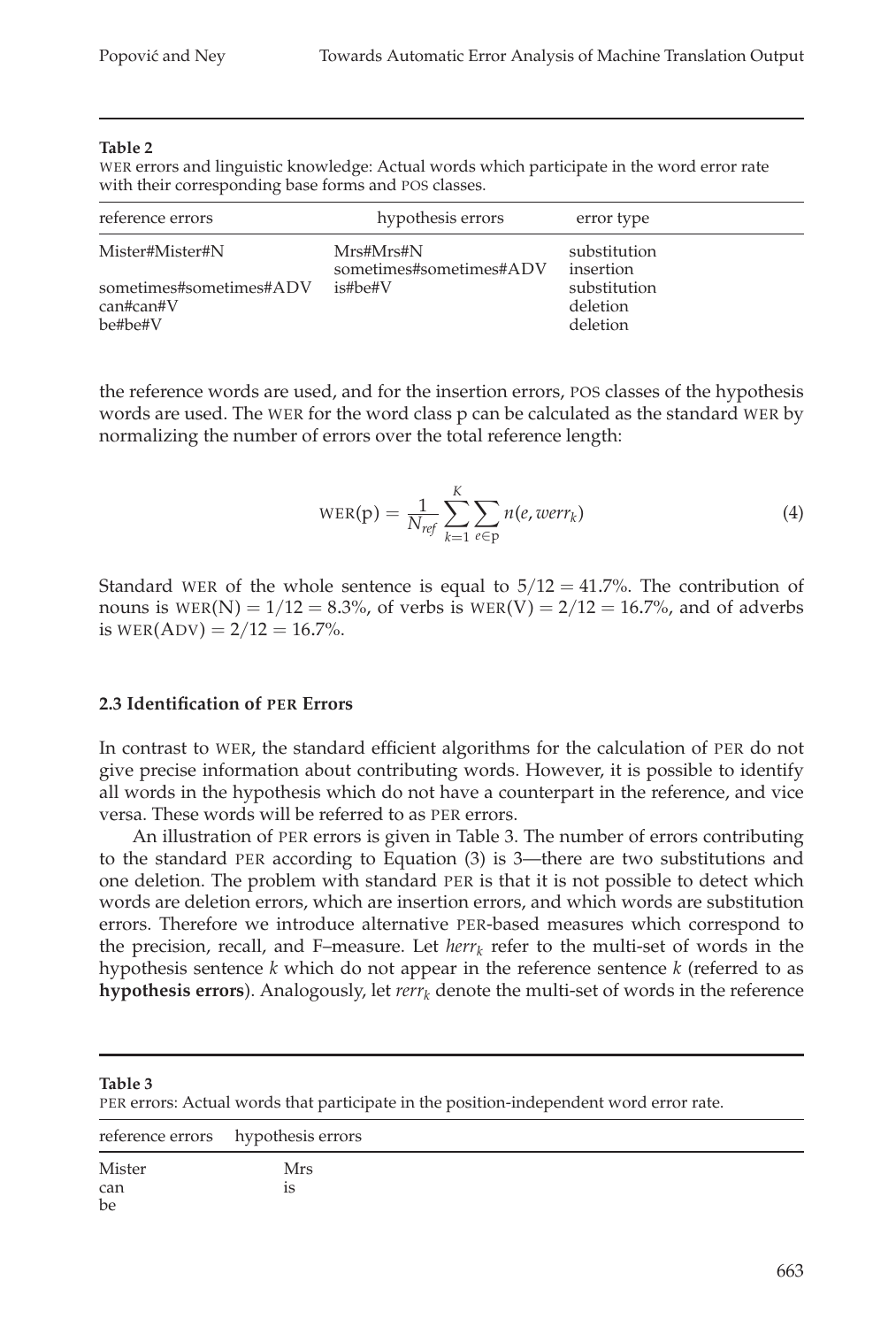**Table 2**

WER errors and linguistic knowledge: Actual words which participate in the word error rate with their corresponding base forms and POS classes.

| reference errors | hypothesis errors | error type |
|---|---|---|
| Mister#Mister#N | Mrs#Mrs#N | substitution |
| | sometimes#sometimes#ADV | insertion |
| sometimes#sometimes#ADV | is#be#V | substitution |
| can#can#V | | deletion |
| be#be#V | | deletion |

the reference words are used, and for the insertion errors, POS classes of the hypothesis words are used. The WER for the word class p can be calculated as the standard WER by normalizing the number of errors over the total reference length:

$$\text{WER(p)} = \frac{1}{N_{ref}} \sum_{k=1}^{K} \sum_{e \in \text{p}} n(e, werr_k) \tag{4}$$

Standard WER of the whole sentence is equal to $5/12 = 41.7\%$. The contribution of nouns is $\text{WER(N)} = 1/12 = 8.3\%$, of verbs is $\text{WER(V)} = 2/12 = 16.7\%$, and of adverbs is $\text{WER(ADV)} = 2/12 = 16.7\%$.

### 2.3 Identification of PER Errors

In contrast to WER, the standard efficient algorithms for the calculation of PER do not give precise information about contributing words. However, it is possible to identify all words in the hypothesis which do not have a counterpart in the reference, and vice versa. These words will be referred to as PER errors.

An illustration of PER errors is given in Table 3. The number of errors contributing to the standard PER according to Equation (3) is 3—there are two substitutions and one deletion. The problem with standard PER is that it is not possible to detect which words are deletion errors, which are insertion errors, and which words are substitution errors. Therefore we introduce alternative PER-based measures which correspond to the precision, recall, and F–measure. Let $herr_k$ refer to the multi-set of words in the hypothesis sentence $k$ which do not appear in the reference sentence $k$ (referred to as **hypothesis errors**). Analogously, let $rerr_k$ denote the multi-set of words in the reference

**Table 3**

PER errors: Actual words that participate in the position-independent word error rate.

| reference errors | hypothesis errors |
|---|---|
| Mister | Mrs |
| can | is |
| be | |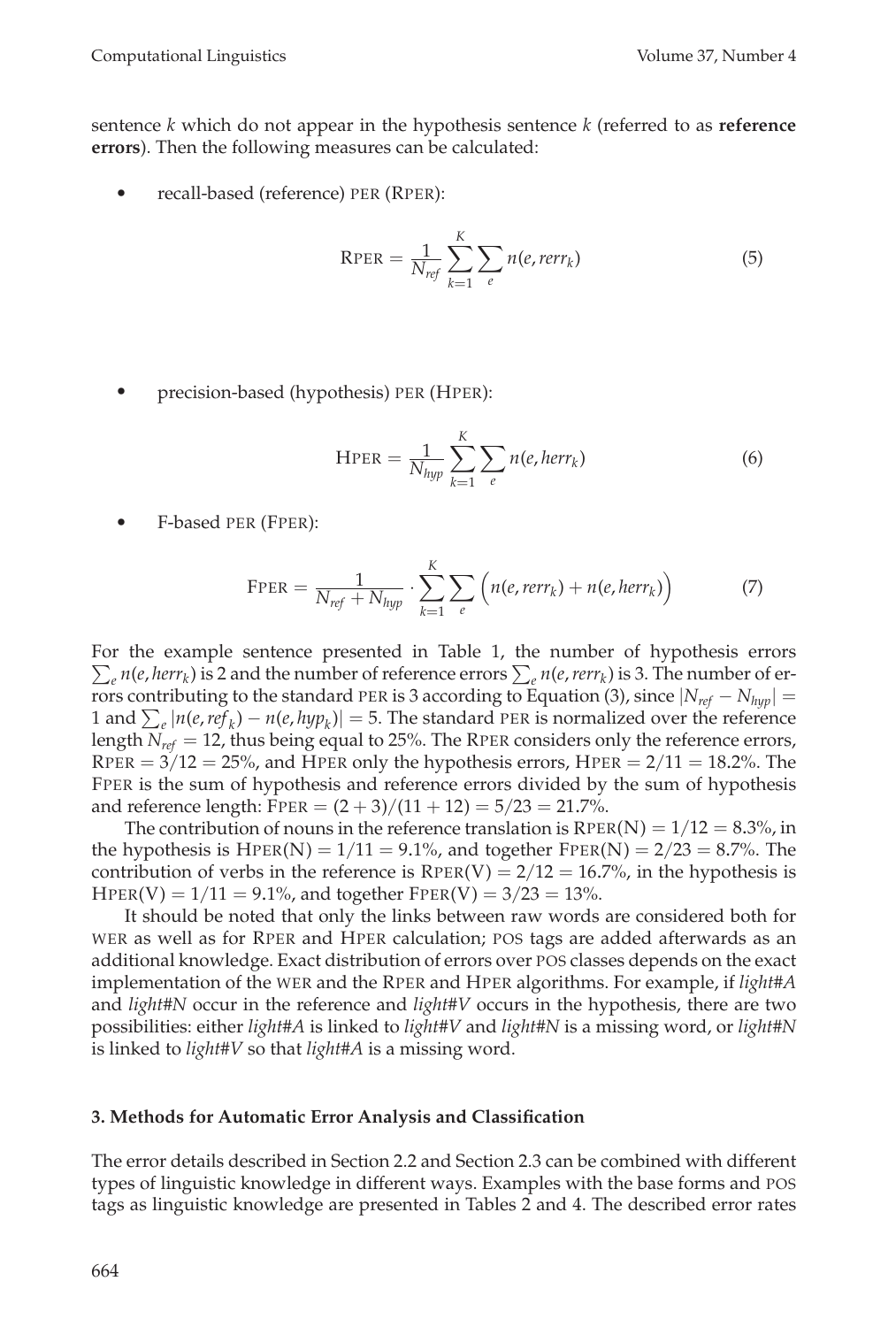sentence $k$ which do not appear in the hypothesis sentence $k$ (referred to as **reference errors**). Then the following measures can be calculated:

- recall-based (reference) PER (RPER):

$$\text{RPER} = \frac{1}{N_{ref}} \sum_{k=1}^{K} \sum_{e} n(e, rerr_k) \tag{5}$$

- precision-based (hypothesis) PER (HPER):

$$\text{HPER} = \frac{1}{N_{hyp}} \sum_{k=1}^{K} \sum_{e} n(e, herr_k) \tag{6}$$

- F-based PER (FPER):

$$\text{FPER} = \frac{1}{N_{ref} + N_{hyp}} \cdot \sum_{k=1}^{K} \sum_{e} \Big( n(e, rerr_k) + n(e, herr_k) \Big) \tag{7}$$

For the example sentence presented in Table 1, the number of hypothesis errors $\sum_e n(e, herr_k)$ is 2 and the number of reference errors $\sum_e n(e, rerr_k)$ is 3. The number of errors contributing to the standard PER is 3 according to Equation (3), since $|N_{ref} - N_{hyp}| = 1$ and $\sum_e |n(e, ref_k) - n(e, hyp_k)| = 5$. The standard PER is normalized over the reference length $N_{ref} = 12$, thus being equal to 25%. The RPER considers only the reference errors, $\text{RPER} = 3/12 = 25\%$, and HPER only the hypothesis errors, $\text{HPER} = 2/11 = 18.2\%$. The FPER is the sum of hypothesis and reference errors divided by the sum of hypothesis and reference length: $\text{FPER} = (2 + 3)/(11 + 12) = 5/23 = 21.7\%$.

The contribution of nouns in the reference translation is $\text{RPER(N)} = 1/12 = 8.3\%$, in the hypothesis is $\text{HPER(N)} = 1/11 = 9.1\%$, and together $\text{FPER(N)} = 2/23 = 8.7\%$. The contribution of verbs in the reference is $\text{RPER(V)} = 2/12 = 16.7\%$, in the hypothesis is $\text{HPER(V)} = 1/11 = 9.1\%$, and together $\text{FPER(V)} = 3/23 = 13\%$.

It should be noted that only the links between raw words are considered both for WER as well as for RPER and HPER calculation; POS tags are added afterwards as an additional knowledge. Exact distribution of errors over POS classes depends on the exact implementation of the WER and the RPER and HPER algorithms. For example, if *light#A* and *light#N* occur in the reference and *light#V* occurs in the hypothesis, there are two possibilities: either *light#A* is linked to *light#V* and *light#N* is a missing word, or *light#N* is linked to *light#V* so that *light#A* is a missing word.

### 3. Methods for Automatic Error Analysis and Classification

The error details described in Section 2.2 and Section 2.3 can be combined with different types of linguistic knowledge in different ways. Examples with the base forms and POS tags as linguistic knowledge are presented in Tables 2 and 4. The described error rates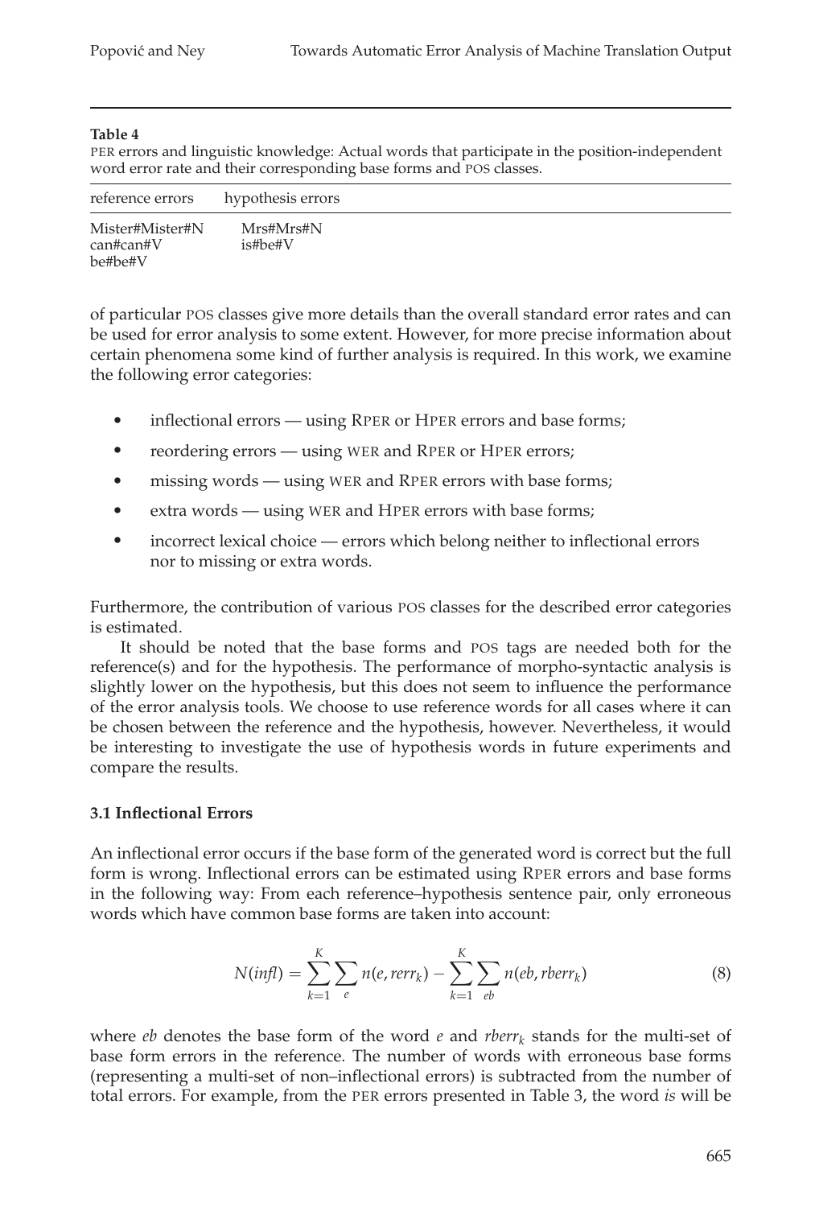**Table 4**
PER errors and linguistic knowledge: Actual words that participate in the position-independent word error rate and their corresponding base forms and POS classes.

| reference errors | hypothesis errors |
|---|---|
| Mister#Mister#N | Mrs#Mrs#N |
| can#can#V | is#be#V |
| be#be#V | |

of particular POS classes give more details than the overall standard error rates and can be used for error analysis to some extent. However, for more precise information about certain phenomena some kind of further analysis is required. In this work, we examine the following error categories:

- inflectional errors — using RPER or HPER errors and base forms;
- reordering errors — using WER and RPER or HPER errors;
- missing words — using WER and RPER errors with base forms;
- extra words — using WER and HPER errors with base forms;
- incorrect lexical choice — errors which belong neither to inflectional errors nor to missing or extra words.

Furthermore, the contribution of various POS classes for the described error categories is estimated.

It should be noted that the base forms and POS tags are needed both for the reference(s) and for the hypothesis. The performance of morpho-syntactic analysis is slightly lower on the hypothesis, but this does not seem to influence the performance of the error analysis tools. We choose to use reference words for all cases where it can be chosen between the reference and the hypothesis, however. Nevertheless, it would be interesting to investigate the use of hypothesis words in future experiments and compare the results.

### 3.1 Inflectional Errors

An inflectional error occurs if the base form of the generated word is correct but the full form is wrong. Inflectional errors can be estimated using RPER errors and base forms in the following way: From each reference–hypothesis sentence pair, only erroneous words which have common base forms are taken into account:

$$N(infl) = \sum_{k=1}^{K} \sum_{e} n(e, rerr_k) - \sum_{k=1}^{K} \sum_{eb} n(eb, rberr_k) \tag{8}$$

where *eb* denotes the base form of the word *e* and $rberr_k$ stands for the multi-set of base form errors in the reference. The number of words with erroneous base forms (representing a multi-set of non–inflectional errors) is subtracted from the number of total errors. For example, from the PER errors presented in Table 3, the word *is* will be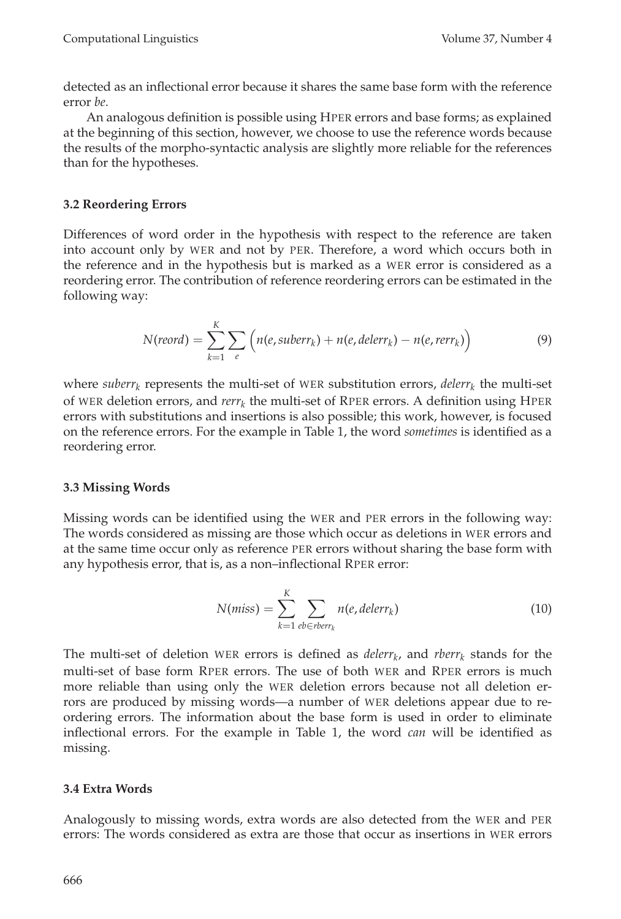detected as an inflectional error because it shares the same base form with the reference error *be*.

An analogous definition is possible using HPER errors and base forms; as explained at the beginning of this section, however, we choose to use the reference words because the results of the morpho-syntactic analysis are slightly more reliable for the references than for the hypotheses.

### 3.2 Reordering Errors

Differences of word order in the hypothesis with respect to the reference are taken into account only by WER and not by PER. Therefore, a word which occurs both in the reference and in the hypothesis but is marked as a WER error is considered as a reordering error. The contribution of reference reordering errors can be estimated in the following way:

$$N(reord) = \sum_{k=1}^{K} \sum_{e} \Big( n(e, suberr_k) + n(e, delerr_k) - n(e, rerr_k) \Big) \tag{9}$$

where $suberr_k$ represents the multi-set of WER substitution errors, $delerr_k$ the multi-set of WER deletion errors, and $rerr_k$ the multi-set of RPER errors. A definition using HPER errors with substitutions and insertions is also possible; this work, however, is focused on the reference errors. For the example in Table 1, the word *sometimes* is identified as a reordering error.

### 3.3 Missing Words

Missing words can be identified using the WER and PER errors in the following way: The words considered as missing are those which occur as deletions in WER errors and at the same time occur only as reference PER errors without sharing the base form with any hypothesis error, that is, as a non–inflectional RPER error:

$$N(miss) = \sum_{k=1}^{K} \sum_{eb \in rberr_k} n(e, delerr_k) \tag{10}$$

The multi-set of deletion WER errors is defined as $delerr_k$, and $rberr_k$ stands for the multi-set of base form RPER errors. The use of both WER and RPER errors is much more reliable than using only the WER deletion errors because not all deletion errors are produced by missing words—a number of WER deletions appear due to reordering errors. The information about the base form is used in order to eliminate inflectional errors. For the example in Table 1, the word *can* will be identified as missing.

### 3.4 Extra Words

Analogously to missing words, extra words are also detected from the WER and PER errors: The words considered as extra are those that occur as insertions in WER errors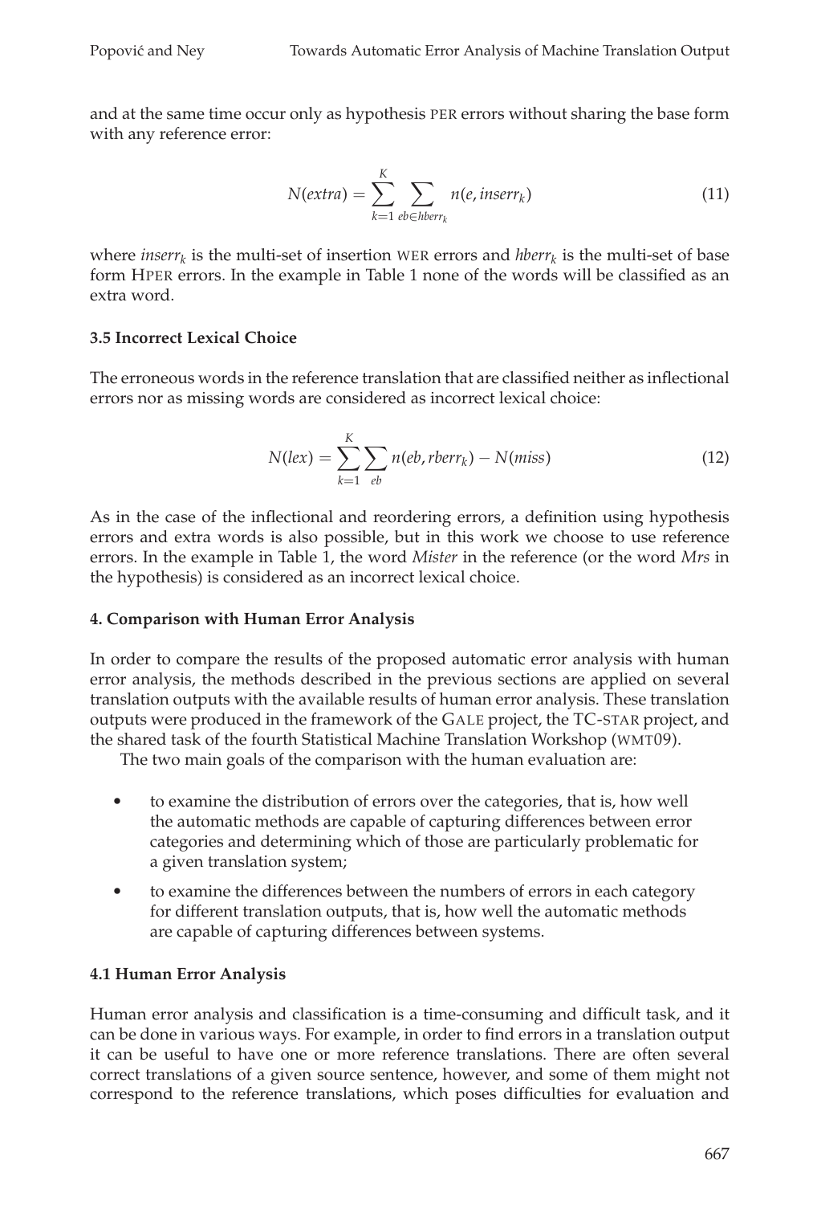and at the same time occur only as hypothesis PER errors without sharing the base form with any reference error:

$$N(extra) = \sum_{k=1}^{K} \sum_{eb \in hberr_k} n(e, inserr_k) \tag{11}$$

where $inserr_k$ is the multi-set of insertion WER errors and $hberr_k$ is the multi-set of base form HPER errors. In the example in Table 1 none of the words will be classified as an extra word.

### 3.5 Incorrect Lexical Choice

The erroneous words in the reference translation that are classified neither as inflectional errors nor as missing words are considered as incorrect lexical choice:

$$N(lex) = \sum_{k=1}^{K} \sum_{eb} n(eb, rberr_k) - N(miss) \tag{12}$$

As in the case of the inflectional and reordering errors, a definition using hypothesis errors and extra words is also possible, but in this work we choose to use reference errors. In the example in Table 1, the word *Mister* in the reference (or the word *Mrs* in the hypothesis) is considered as an incorrect lexical choice.

## 4. Comparison with Human Error Analysis

In order to compare the results of the proposed automatic error analysis with human error analysis, the methods described in the previous sections are applied on several translation outputs with the available results of human error analysis. These translation outputs were produced in the framework of the GALE project, the TC-STAR project, and the shared task of the fourth Statistical Machine Translation Workshop (WMT09).

The two main goals of the comparison with the human evaluation are:

- to examine the distribution of errors over the categories, that is, how well the automatic methods are capable of capturing differences between error categories and determining which of those are particularly problematic for a given translation system;
- to examine the differences between the numbers of errors in each category for different translation outputs, that is, how well the automatic methods are capable of capturing differences between systems.

### 4.1 Human Error Analysis

Human error analysis and classification is a time-consuming and difficult task, and it can be done in various ways. For example, in order to find errors in a translation output it can be useful to have one or more reference translations. There are often several correct translations of a given source sentence, however, and some of them might not correspond to the reference translations, which poses difficulties for evaluation and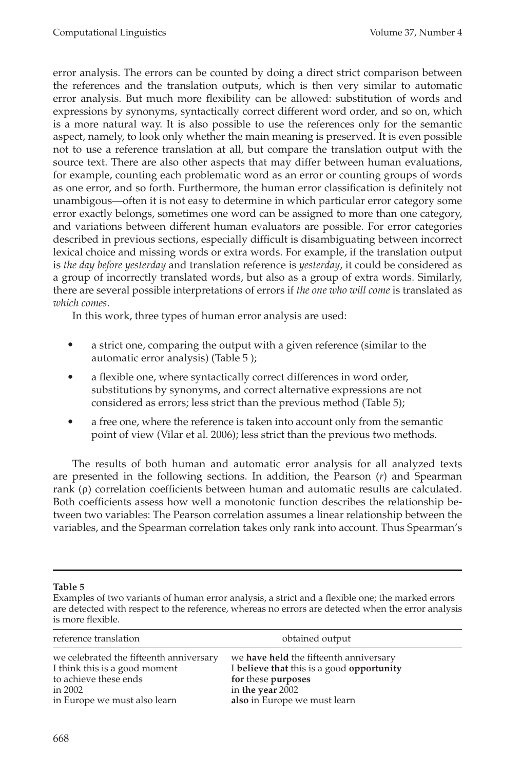error analysis. The errors can be counted by doing a direct strict comparison between the references and the translation outputs, which is then very similar to automatic error analysis. But much more flexibility can be allowed: substitution of words and expressions by synonyms, syntactically correct different word order, and so on, which is a more natural way. It is also possible to use the references only for the semantic aspect, namely, to look only whether the main meaning is preserved. It is even possible not to use a reference translation at all, but compare the translation output with the source text. There are also other aspects that may differ between human evaluations, for example, counting each problematic word as an error or counting groups of words as one error, and so forth. Furthermore, the human error classification is definitely not unambigous—often it is not easy to determine in which particular error category some error exactly belongs, sometimes one word can be assigned to more than one category, and variations between different human evaluators are possible. For error categories described in previous sections, especially difficult is disambiguating between incorrect lexical choice and missing words or extra words. For example, if the translation output is *the day before yesterday* and translation reference is *yesterday*, it could be considered as a group of incorrectly translated words, but also as a group of extra words. Similarly, there are several possible interpretations of errors if *the one who will come* is translated as *which comes*.

In this work, three types of human error analysis are used:

- a strict one, comparing the output with a given reference (similar to the automatic error analysis) (Table 5 );
- a flexible one, where syntactically correct differences in word order, substitutions by synonyms, and correct alternative expressions are not considered as errors; less strict than the previous method (Table 5);
- a free one, where the reference is taken into account only from the semantic point of view (Vilar et al. 2006); less strict than the previous two methods.

The results of both human and automatic error analysis for all analyzed texts are presented in the following sections. In addition, the Pearson ($r$) and Spearman rank ($\rho$) correlation coefficients between human and automatic results are calculated. Both coefficients assess how well a monotonic function describes the relationship between two variables: The Pearson correlation assumes a linear relationship between the variables, and the Spearman correlation takes only rank into account. Thus Spearman's

**Table 5**
Examples of two variants of human error analysis, a strict and a flexible one; the marked errors are detected with respect to the reference, whereas no errors are detected when the error analysis is more flexible.

| reference translation | obtained output |
|---|---|
| we celebrated the fifteenth anniversary | we **have held** the fifteenth anniversary |
| I think this is a good moment | I **believe that** this is a good **opportunity** |
| to achieve these ends | **for** these **purposes** |
| in 2002 | in **the year** 2002 |
| in Europe we must also learn | **also** in Europe we must learn |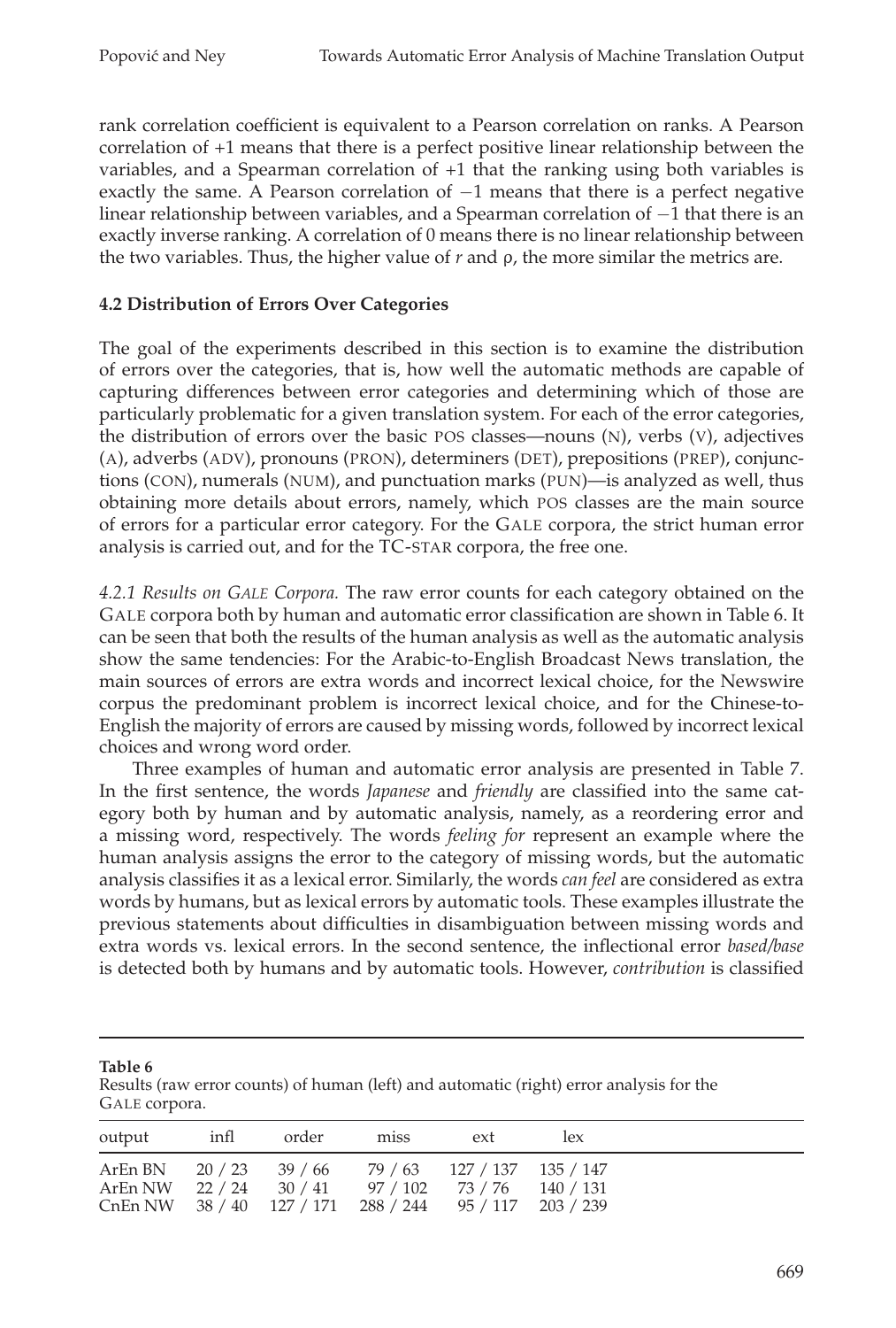rank correlation coefficient is equivalent to a Pearson correlation on ranks. A Pearson correlation of +1 means that there is a perfect positive linear relationship between the variables, and a Spearman correlation of +1 that the ranking using both variables is exactly the same. A Pearson correlation of −1 means that there is a perfect negative linear relationship between variables, and a Spearman correlation of −1 that there is an exactly inverse ranking. A correlation of 0 means there is no linear relationship between the two variables. Thus, the higher value of $r$ and $\rho$, the more similar the metrics are.

### 4.2 Distribution of Errors Over Categories

The goal of the experiments described in this section is to examine the distribution of errors over the categories, that is, how well the automatic methods are capable of capturing differences between error categories and determining which of those are particularly problematic for a given translation system. For each of the error categories, the distribution of errors over the basic POS classes—nouns (N), verbs (V), adjectives (A), adverbs (ADV), pronouns (PRON), determiners (DET), prepositions (PREP), conjunctions (CON), numerals (NUM), and punctuation marks (PUN)—is analyzed as well, thus obtaining more details about errors, namely, which POS classes are the main source of errors for a particular error category. For the GALE corpora, the strict human error analysis is carried out, and for the TC-STAR corpora, the free one.

*4.2.1 Results on GALE Corpora.* The raw error counts for each category obtained on the GALE corpora both by human and automatic error classification are shown in Table 6. It can be seen that both the results of the human analysis as well as the automatic analysis show the same tendencies: For the Arabic-to-English Broadcast News translation, the main sources of errors are extra words and incorrect lexical choice, for the Newswire corpus the predominant problem is incorrect lexical choice, and for the Chinese-to-English the majority of errors are caused by missing words, followed by incorrect lexical choices and wrong word order.

Three examples of human and automatic error analysis are presented in Table 7. In the first sentence, the words *Japanese* and *friendly* are classified into the same category both by human and by automatic analysis, namely, as a reordering error and a missing word, respectively. The words *feeling for* represent an example where the human analysis assigns the error to the category of missing words, but the automatic analysis classifies it as a lexical error. Similarly, the words *can feel* are considered as extra words by humans, but as lexical errors by automatic tools. These examples illustrate the previous statements about difficulties in disambiguation between missing words and extra words vs. lexical errors. In the second sentence, the inflectional error *based/base* is detected both by humans and by automatic tools. However, *contribution* is classified

**Table 6**
Results (raw error counts) of human (left) and automatic (right) error analysis for the GALE corpora.

| output | infl | order | miss | ext | lex |
|---|---|---|---|---|---|
| ArEn BN | 20 / 23 | 39 / 66 | 79 / 63 | 127 / 137 | 135 / 147 |
| ArEn NW | 22 / 24 | 30 / 41 | 97 / 102 | 73 / 76 | 140 / 131 |
| CnEn NW | 38 / 40 | 127 / 171 | 288 / 244 | 95 / 117 | 203 / 239 |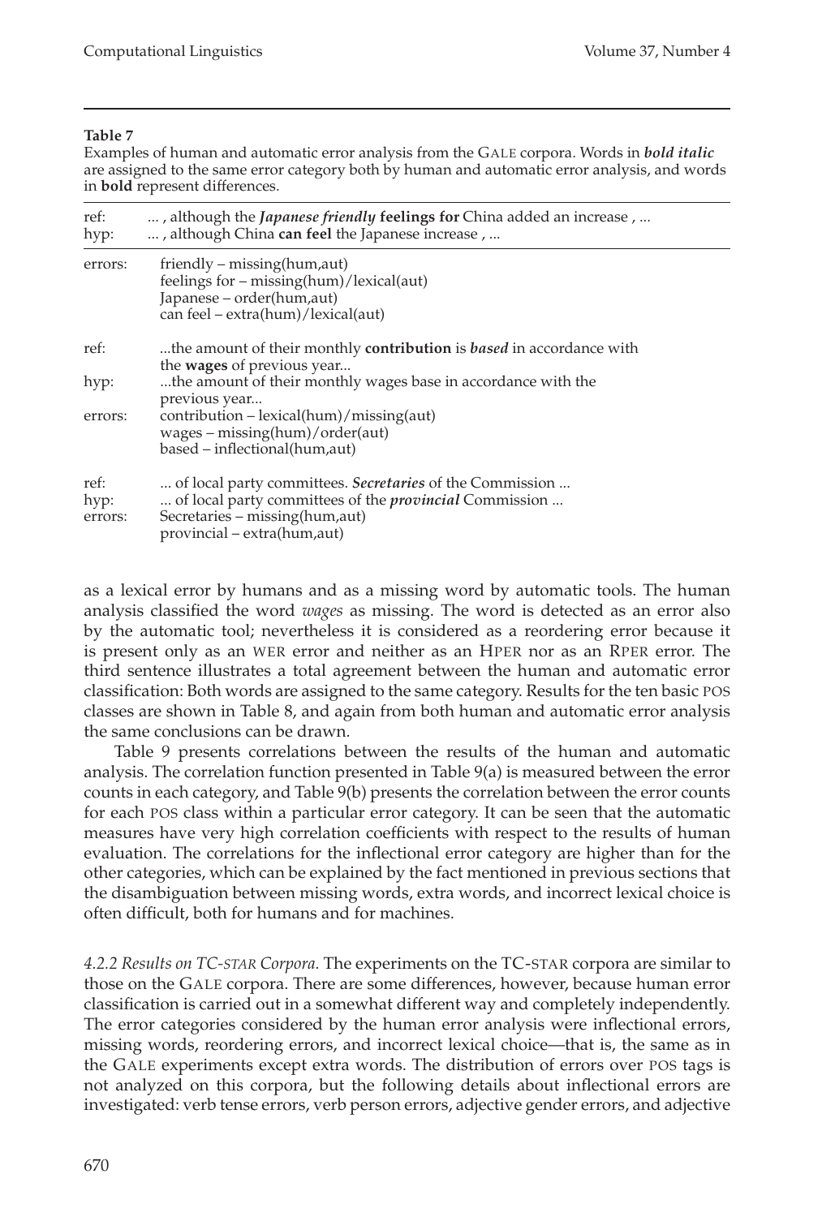**Table 7**

Examples of human and automatic error analysis from the GALE corpora. Words in ***bold italic*** are assigned to the same error category both by human and automatic error analysis, and words in **bold** represent differences.

| | |
|---|---|
| ref: | ... , although the ***Japanese friendly*** **feelings for** China added an increase , ... |
| hyp: | ... , although China **can feel** the Japanese increase , ... |
| errors: | friendly – missing(hum,aut)<br>feelings for – missing(hum)/lexical(aut)<br>Japanese – order(hum,aut)<br>can feel – extra(hum)/lexical(aut) |
| ref: | ...the amount of their monthly **contribution** is ***based*** in accordance with the **wages** of previous year... |
| hyp: | ...the amount of their monthly wages base in accordance with the previous year... |
| errors: | contribution – lexical(hum)/missing(aut)<br>wages – missing(hum)/order(aut)<br>based – inflectional(hum,aut) |
| ref: | ... of local party committees. ***Secretaries*** of the Commission ... |
| hyp: | ... of local party committees of the ***provincial*** Commission ... |
| errors: | Secretaries – missing(hum,aut)<br>provincial – extra(hum,aut) |

as a lexical error by humans and as a missing word by automatic tools. The human analysis classified the word *wages* as missing. The word is detected as an error also by the automatic tool; nevertheless it is considered as a reordering error because it is present only as an WER error and neither as an HPER nor as an RPER error. The third sentence illustrates a total agreement between the human and automatic error classification: Both words are assigned to the same category. Results for the ten basic POS classes are shown in Table 8, and again from both human and automatic error analysis the same conclusions can be drawn.

Table 9 presents correlations between the results of the human and automatic analysis. The correlation function presented in Table 9(a) is measured between the error counts in each category, and Table 9(b) presents the correlation between the error counts for each POS class within a particular error category. It can be seen that the automatic measures have very high correlation coefficients with respect to the results of human evaluation. The correlations for the inflectional error category are higher than for the other categories, which can be explained by the fact mentioned in previous sections that the disambiguation between missing words, extra words, and incorrect lexical choice is often difficult, both for humans and for machines.

*4.2.2 Results on TC-STAR Corpora.* The experiments on the TC-STAR corpora are similar to those on the GALE corpora. There are some differences, however, because human error classification is carried out in a somewhat different way and completely independently. The error categories considered by the human error analysis were inflectional errors, missing words, reordering errors, and incorrect lexical choice—that is, the same as in the GALE experiments except extra words. The distribution of errors over POS tags is not analyzed on this corpora, but the following details about inflectional errors are investigated: verb tense errors, verb person errors, adjective gender errors, and adjective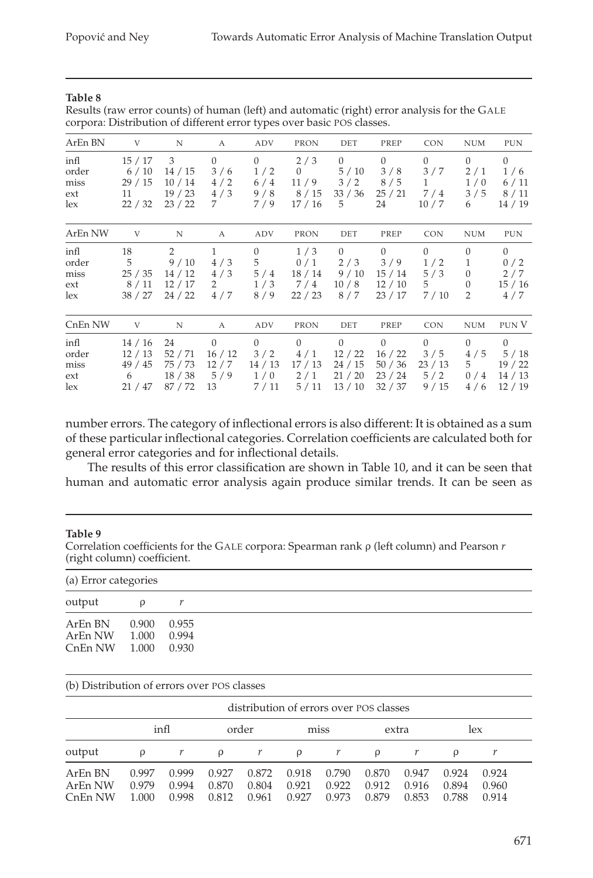**Table 8**
Results (raw error counts) of human (left) and automatic (right) error analysis for the GALE corpora: Distribution of different error types over basic POS classes.

| ArEn BN | V | N | A | ADV | PRON | DET | PREP | CON | NUM | PUN |
|---|---|---|---|---|---|---|---|---|---|---|
| infl | 15 / 17 | 3 | 0 | 0 | 2 / 3 | 0 | 0 | 0 | 0 | 0 |
| order | 6 / 10 | 14 / 15 | 3 / 6 | 1 / 2 | 0 | 5 / 10 | 3 / 8 | 3 / 7 | 2 / 1 | 1 / 6 |
| miss | 29 / 15 | 10 / 14 | 4 / 2 | 6 / 4 | 11 / 9 | 3 / 2 | 8 / 5 | 1 | 1 / 0 | 6 / 11 |
| ext | 11 | 19 / 23 | 4 / 3 | 9 / 8 | 8 / 15 | 33 / 36 | 25 / 21 | 7 / 4 | 3 / 5 | 8 / 11 |
| lex | 22 / 32 | 23 / 22 | 7 | 7 / 9 | 17 / 16 | 5 | 24 | 10 / 7 | 6 | 14 / 19 |

| ArEn NW | V | N | A | ADV | PRON | DET | PREP | CON | NUM | PUN |
|---|---|---|---|---|---|---|---|---|---|---|
| infl | 18 | 2 | 1 | 0 | 1 / 3 | 0 | 0 | 0 | 0 | 0 |
| order | 5 | 9 / 10 | 4 / 3 | 5 | 0 / 1 | 2 / 3 | 3 / 9 | 1 / 2 | 1 | 0 / 2 |
| miss | 25 / 35 | 14 / 12 | 4 / 3 | 5 / 4 | 18 / 14 | 9 / 10 | 15 / 14 | 5 / 3 | 0 | 2 / 7 |
| ext | 8 / 11 | 12 / 17 | 2 | 1 / 3 | 7 / 4 | 10 / 8 | 12 / 10 | 5 | 0 | 15 / 16 |
| lex | 38 / 27 | 24 / 22 | 4 / 7 | 8 / 9 | 22 / 23 | 8 / 7 | 23 / 17 | 7 / 10 | 2 | 4 / 7 |

| CnEn NW | V | N | A | ADV | PRON | DET | PREP | CON | NUM | PUN V |
|---|---|---|---|---|---|---|---|---|---|---|
| infl | 14 / 16 | 24 | 0 | 0 | 0 | 0 | 0 | 0 | 0 | 0 |
| order | 12 / 13 | 52 / 71 | 16 / 12 | 3 / 2 | 4 / 1 | 12 / 22 | 16 / 22 | 3 / 5 | 4 / 5 | 5 / 18 |
| miss | 49 / 45 | 75 / 73 | 12 / 7 | 14 / 13 | 17 / 13 | 24 / 15 | 50 / 36 | 23 / 13 | 5 | 19 / 22 |
| ext | 6 | 18 / 38 | 5 / 9 | 1 / 0 | 2 / 1 | 21 / 20 | 23 / 24 | 5 / 2 | 0 / 4 | 14 / 13 |
| lex | 21 / 47 | 87 / 72 | 13 | 7 / 11 | 5 / 11 | 13 / 10 | 32 / 37 | 9 / 15 | 4 / 6 | 12 / 19 |

number errors. The category of inflectional errors is also different: It is obtained as a sum of these particular inflectional categories. Correlation coefficients are calculated both for general error categories and for inflectional details.

The results of this error classification are shown in Table 10, and it can be seen that human and automatic error analysis again produce similar trends. It can be seen as

**Table 9**
Correlation coefficients for the GALE corpora: Spearman rank ρ (left column) and Pearson $r$ (right column) coefficient.

(a) Error categories

| output | ρ | $r$ |
|---|---|---|
| ArEn BN | 0.900 | 0.955 |
| ArEn NW | 1.000 | 0.994 |
| CnEn NW | 1.000 | 0.930 |

(b) Distribution of errors over POS classes

| | distribution of errors over POS classes | | | | | | | | | |
|---|---|---|---|---|---|---|---|---|---|---|
| | infl | | order | | miss | | extra | | lex | |
| output | ρ | $r$ | ρ | $r$ | ρ | $r$ | ρ | $r$ | ρ | $r$ |
| ArEn BN | 0.997 | 0.999 | 0.927 | 0.872 | 0.918 | 0.790 | 0.870 | 0.947 | 0.924 | 0.924 |
| ArEn NW | 0.979 | 0.994 | 0.870 | 0.804 | 0.921 | 0.922 | 0.912 | 0.916 | 0.894 | 0.960 |
| CnEn NW | 1.000 | 0.998 | 0.812 | 0.961 | 0.927 | 0.973 | 0.879 | 0.853 | 0.788 | 0.914 |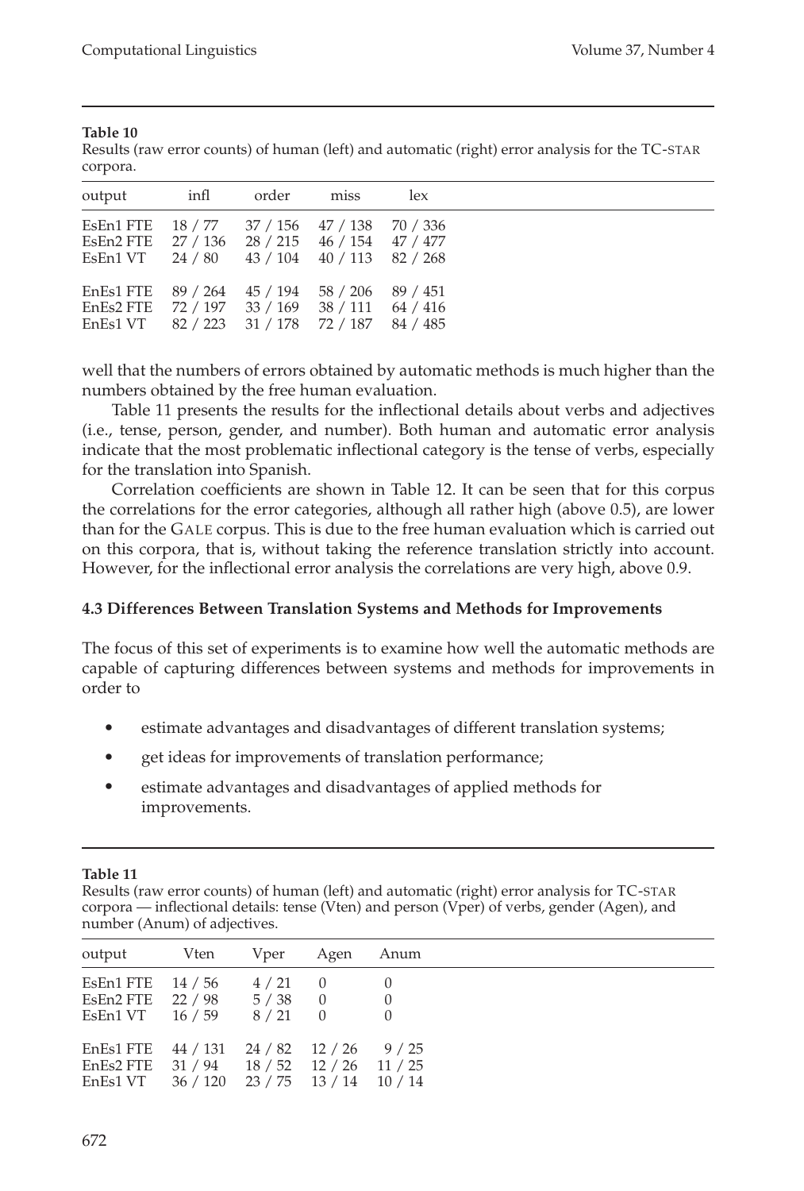**Table 10**

Results (raw error counts) of human (left) and automatic (right) error analysis for the TC-STAR corpora.

| output | infl | order | miss | lex |
|---|---|---|---|---|
| EsEn1 FTE | 18 / 77 | 37 / 156 | 47 / 138 | 70 / 336 |
| EsEn2 FTE | 27 / 136 | 28 / 215 | 46 / 154 | 47 / 477 |
| EsEn1 VT | 24 / 80 | 43 / 104 | 40 / 113 | 82 / 268 |
| EnEs1 FTE | 89 / 264 | 45 / 194 | 58 / 206 | 89 / 451 |
| EnEs2 FTE | 72 / 197 | 33 / 169 | 38 / 111 | 64 / 416 |
| EnEs1 VT | 82 / 223 | 31 / 178 | 72 / 187 | 84 / 485 |

well that the numbers of errors obtained by automatic methods is much higher than the numbers obtained by the free human evaluation.

Table 11 presents the results for the inflectional details about verbs and adjectives (i.e., tense, person, gender, and number). Both human and automatic error analysis indicate that the most problematic inflectional category is the tense of verbs, especially for the translation into Spanish.

Correlation coefficients are shown in Table 12. It can be seen that for this corpus the correlations for the error categories, although all rather high (above 0.5), are lower than for the GALE corpus. This is due to the free human evaluation which is carried out on this corpora, that is, without taking the reference translation strictly into account. However, for the inflectional error analysis the correlations are very high, above 0.9.

### 4.3 Differences Between Translation Systems and Methods for Improvements

The focus of this set of experiments is to examine how well the automatic methods are capable of capturing differences between systems and methods for improvements in order to

- estimate advantages and disadvantages of different translation systems;
- get ideas for improvements of translation performance;
- estimate advantages and disadvantages of applied methods for improvements.

**Table 11**

Results (raw error counts) of human (left) and automatic (right) error analysis for TC-STAR corpora — inflectional details: tense (Vten) and person (Vper) of verbs, gender (Agen), and number (Anum) of adjectives.

| output | Vten | Vper | Agen | Anum |
|---|---|---|---|---|
| EsEn1 FTE | 14 / 56 | 4 / 21 | 0 | 0 |
| EsEn2 FTE | 22 / 98 | 5 / 38 | 0 | 0 |
| EsEn1 VT | 16 / 59 | 8 / 21 | 0 | 0 |
| EnEs1 FTE | 44 / 131 | 24 / 82 | 12 / 26 | 9 / 25 |
| EnEs2 FTE | 31 / 94 | 18 / 52 | 12 / 26 | 11 / 25 |
| EnEs1 VT | 36 / 120 | 23 / 75 | 13 / 14 | 10 / 14 |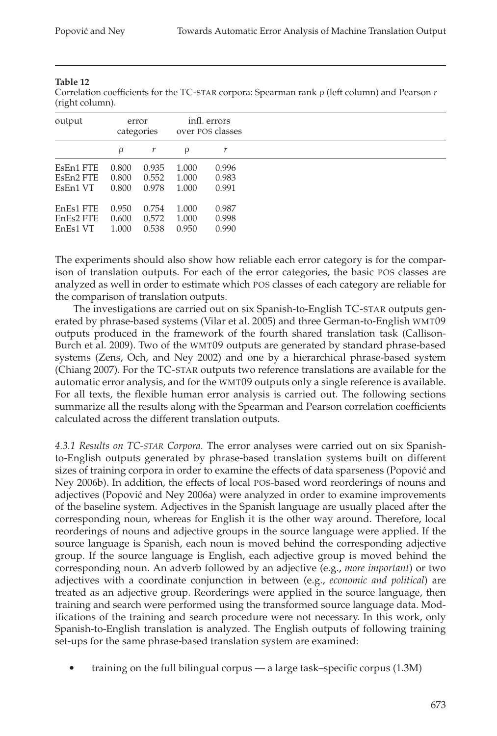**Table 12**
Correlation coefficients for the TC-STAR corpora: Spearman rank ρ (left column) and Pearson $r$ (right column).

| output | error categories | | infl. errors over POS classes | |
|---|---|---|---|---|
| | ρ | $r$ | ρ | $r$ |
| EsEn1 FTE | 0.800 | 0.935 | 1.000 | 0.996 |
| EsEn2 FTE | 0.800 | 0.552 | 1.000 | 0.983 |
| EsEn1 VT | 0.800 | 0.978 | 1.000 | 0.991 |
| EnEs1 FTE | 0.950 | 0.754 | 1.000 | 0.987 |
| EnEs2 FTE | 0.600 | 0.572 | 1.000 | 0.998 |
| EnEs1 VT | 1.000 | 0.538 | 0.950 | 0.990 |

The experiments should also show how reliable each error category is for the comparison of translation outputs. For each of the error categories, the basic POS classes are analyzed as well in order to estimate which POS classes of each category are reliable for the comparison of translation outputs.

The investigations are carried out on six Spanish-to-English TC-STAR outputs generated by phrase-based systems (Vilar et al. 2005) and three German-to-English WMT09 outputs produced in the framework of the fourth shared translation task (Callison-Burch et al. 2009). Two of the WMT09 outputs are generated by standard phrase-based systems (Zens, Och, and Ney 2002) and one by a hierarchical phrase-based system (Chiang 2007). For the TC-STAR outputs two reference translations are available for the automatic error analysis, and for the WMT09 outputs only a single reference is available. For all texts, the flexible human error analysis is carried out. The following sections summarize all the results along with the Spearman and Pearson correlation coefficients calculated across the different translation outputs.

*4.3.1 Results on TC-STAR Corpora.* The error analyses were carried out on six Spanish-to-English outputs generated by phrase-based translation systems built on different sizes of training corpora in order to examine the effects of data sparseness (Popović and Ney 2006b). In addition, the effects of local POS-based word reorderings of nouns and adjectives (Popović and Ney 2006a) were analyzed in order to examine improvements of the baseline system. Adjectives in the Spanish language are usually placed after the corresponding noun, whereas for English it is the other way around. Therefore, local reorderings of nouns and adjective groups in the source language were applied. If the source language is Spanish, each noun is moved behind the corresponding adjective group. If the source language is English, each adjective group is moved behind the corresponding noun. An adverb followed by an adjective (e.g., *more important*) or two adjectives with a coordinate conjunction in between (e.g., *economic and political*) are treated as an adjective group. Reorderings were applied in the source language, then training and search were performed using the transformed source language data. Modifications of the training and search procedure were not necessary. In this work, only Spanish-to-English translation is analyzed. The English outputs of following training set-ups for the same phrase-based translation system are examined:

- training on the full bilingual corpus — a large task–specific corpus (1.3M)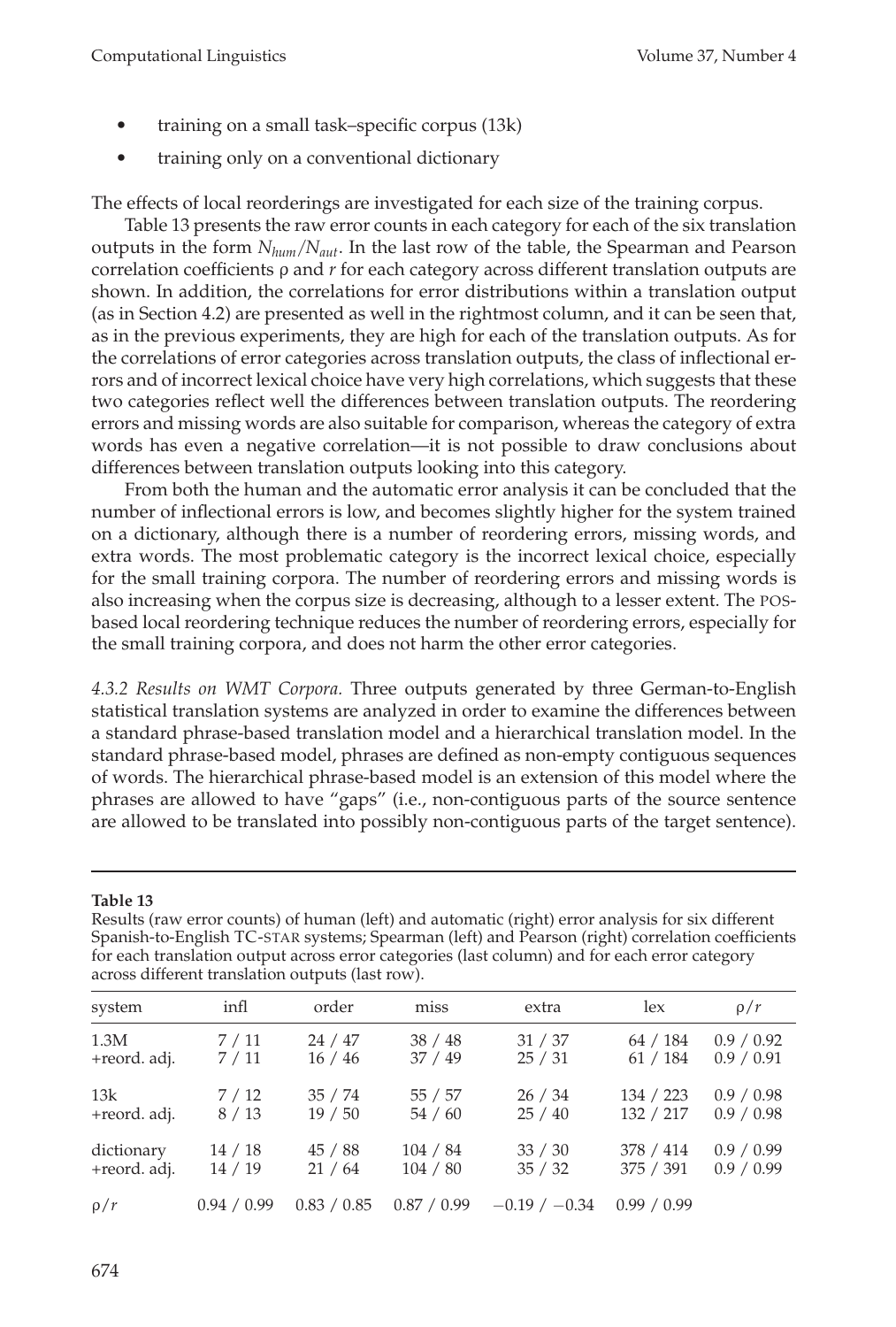- training on a small task–specific corpus (13k)
- training only on a conventional dictionary

The effects of local reorderings are investigated for each size of the training corpus.

Table 13 presents the raw error counts in each category for each of the six translation outputs in the form $N_{hum}/N_{aut}$. In the last row of the table, the Spearman and Pearson correlation coefficients ρ and *r* for each category across different translation outputs are shown. In addition, the correlations for error distributions within a translation output (as in Section 4.2) are presented as well in the rightmost column, and it can be seen that, as in the previous experiments, they are high for each of the translation outputs. As for the correlations of error categories across translation outputs, the class of inflectional errors and of incorrect lexical choice have very high correlations, which suggests that these two categories reflect well the differences between translation outputs. The reordering errors and missing words are also suitable for comparison, whereas the category of extra words has even a negative correlation—it is not possible to draw conclusions about differences between translation outputs looking into this category.

From both the human and the automatic error analysis it can be concluded that the number of inflectional errors is low, and becomes slightly higher for the system trained on a dictionary, although there is a number of reordering errors, missing words, and extra words. The most problematic category is the incorrect lexical choice, especially for the small training corpora. The number of reordering errors and missing words is also increasing when the corpus size is decreasing, although to a lesser extent. The POS-based local reordering technique reduces the number of reordering errors, especially for the small training corpora, and does not harm the other error categories.

*4.3.2 Results on WMT Corpora.* Three outputs generated by three German-to-English statistical translation systems are analyzed in order to examine the differences between a standard phrase-based translation model and a hierarchical translation model. In the standard phrase-based model, phrases are defined as non-empty contiguous sequences of words. The hierarchical phrase-based model is an extension of this model where the phrases are allowed to have "gaps" (i.e., non-contiguous parts of the source sentence are allowed to be translated into possibly non-contiguous parts of the target sentence).

**Table 13**
Results (raw error counts) of human (left) and automatic (right) error analysis for six different Spanish-to-English TC-STAR systems; Spearman (left) and Pearson (right) correlation coefficients for each translation output across error categories (last column) and for each error category across different translation outputs (last row).

| system | infl | order | miss | extra | lex | ρ/*r* |
|---|---|---|---|---|---|---|
| 1.3M | 7 / 11 | 24 / 47 | 38 / 48 | 31 / 37 | 64 / 184 | 0.9 / 0.92 |
| +reord. adj. | 7 / 11 | 16 / 46 | 37 / 49 | 25 / 31 | 61 / 184 | 0.9 / 0.91 |
| 13k | 7 / 12 | 35 / 74 | 55 / 57 | 26 / 34 | 134 / 223 | 0.9 / 0.98 |
| +reord. adj. | 8 / 13 | 19 / 50 | 54 / 60 | 25 / 40 | 132 / 217 | 0.9 / 0.98 |
| dictionary | 14 / 18 | 45 / 88 | 104 / 84 | 33 / 30 | 378 / 414 | 0.9 / 0.99 |
| +reord. adj. | 14 / 19 | 21 / 64 | 104 / 80 | 35 / 32 | 375 / 391 | 0.9 / 0.99 |
| ρ/*r* | 0.94 / 0.99 | 0.83 / 0.85 | 0.87 / 0.99 | −0.19 / −0.34 | 0.99 / 0.99 | |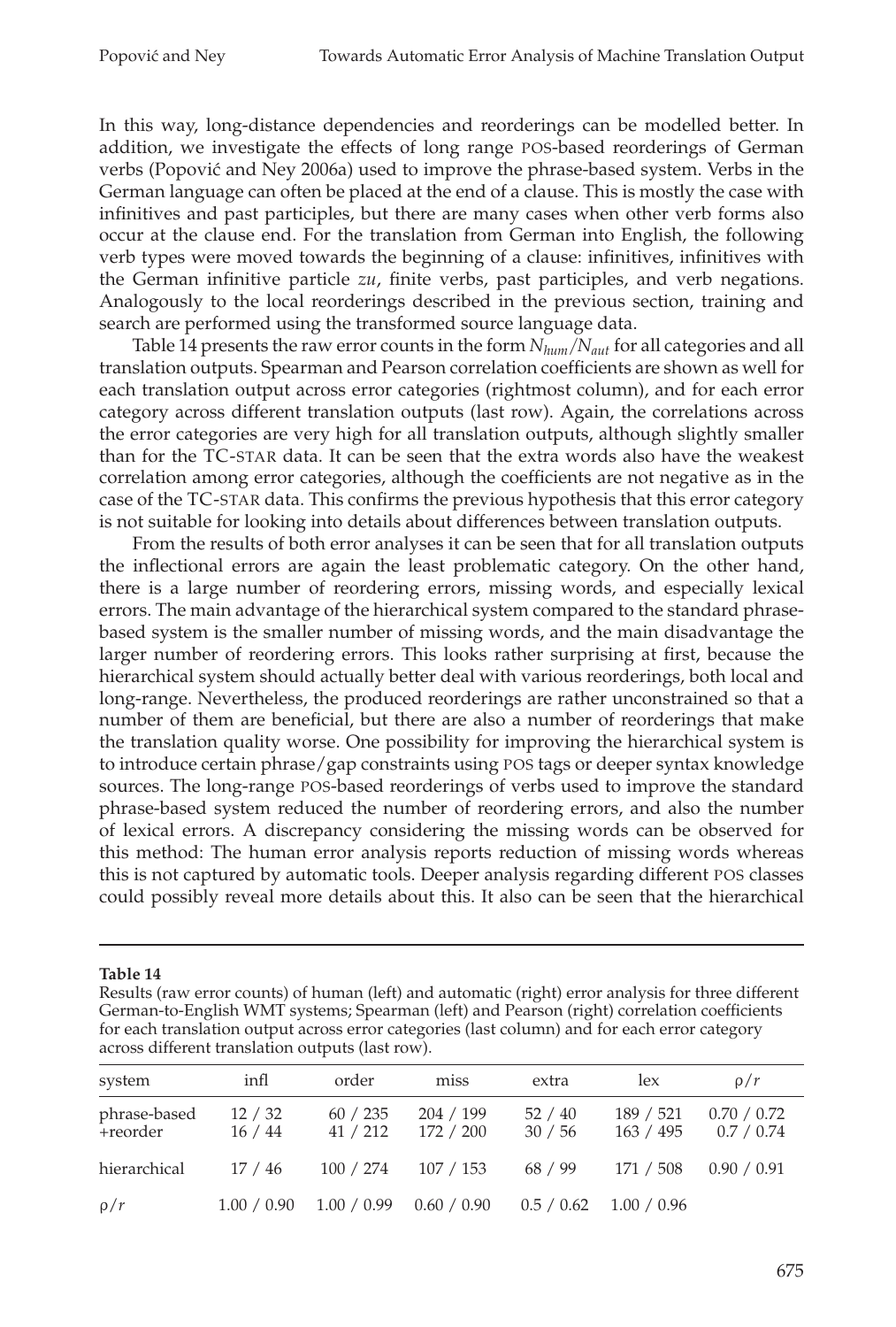In this way, long-distance dependencies and reorderings can be modelled better. In addition, we investigate the effects of long range POS-based reorderings of German verbs (Popović and Ney 2006a) used to improve the phrase-based system. Verbs in the German language can often be placed at the end of a clause. This is mostly the case with infinitives and past participles, but there are many cases when other verb forms also occur at the clause end. For the translation from German into English, the following verb types were moved towards the beginning of a clause: infinitives, infinitives with the German infinitive particle *zu*, finite verbs, past participles, and verb negations. Analogously to the local reorderings described in the previous section, training and search are performed using the transformed source language data.

Table 14 presents the raw error counts in the form $N_{hum}/N_{aut}$ for all categories and all translation outputs. Spearman and Pearson correlation coefficients are shown as well for each translation output across error categories (rightmost column), and for each error category across different translation outputs (last row). Again, the correlations across the error categories are very high for all translation outputs, although slightly smaller than for the TC-STAR data. It can be seen that the extra words also have the weakest correlation among error categories, although the coefficients are not negative as in the case of the TC-STAR data. This confirms the previous hypothesis that this error category is not suitable for looking into details about differences between translation outputs.

From the results of both error analyses it can be seen that for all translation outputs the inflectional errors are again the least problematic category. On the other hand, there is a large number of reordering errors, missing words, and especially lexical errors. The main advantage of the hierarchical system compared to the standard phrase-based system is the smaller number of missing words, and the main disadvantage the larger number of reordering errors. This looks rather surprising at first, because the hierarchical system should actually better deal with various reorderings, both local and long-range. Nevertheless, the produced reorderings are rather unconstrained so that a number of them are beneficial, but there are also a number of reorderings that make the translation quality worse. One possibility for improving the hierarchical system is to introduce certain phrase/gap constraints using POS tags or deeper syntax knowledge sources. The long-range POS-based reorderings of verbs used to improve the standard phrase-based system reduced the number of reordering errors, and also the number of lexical errors. A discrepancy considering the missing words can be observed for this method: The human error analysis reports reduction of missing words whereas this is not captured by automatic tools. Deeper analysis regarding different POS classes could possibly reveal more details about this. It also can be seen that the hierarchical

**Table 14**
Results (raw error counts) of human (left) and automatic (right) error analysis for three different German-to-English WMT systems; Spearman (left) and Pearson (right) correlation coefficients for each translation output across error categories (last column) and for each error category across different translation outputs (last row).

| system | infl | order | miss | extra | lex | $\rho/r$ |
|---|---|---|---|---|---|---|
| phrase-based | 12 / 32 | 60 / 235 | 204 / 199 | 52 / 40 | 189 / 521 | 0.70 / 0.72 |
| +reorder | 16 / 44 | 41 / 212 | 172 / 200 | 30 / 56 | 163 / 495 | 0.7 / 0.74 |
| hierarchical | 17 / 46 | 100 / 274 | 107 / 153 | 68 / 99 | 171 / 508 | 0.90 / 0.91 |
| $\rho/r$ | 1.00 / 0.90 | 1.00 / 0.99 | 0.60 / 0.90 | 0.5 / 0.62 | 1.00 / 0.96 | |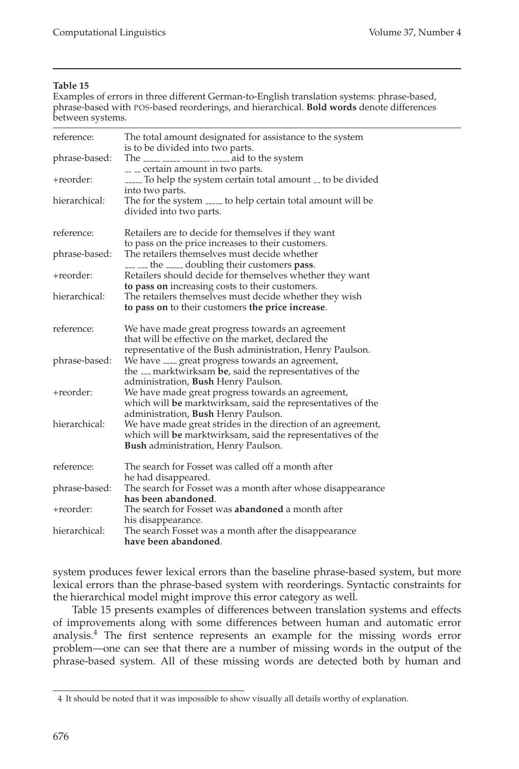**Table 15**

Examples of errors in three different German-to-English translation systems: phrase-based, phrase-based with POS-based reorderings, and hierarchical. **Bold words** denote differences between systems.

| | |
|---|---|
| reference: | The total amount designated for assistance to the system is to be divided into two parts. |
| phrase-based: | The \_\_\_\_\_ \_\_\_\_\_ \_\_\_\_\_\_\_\_ \_\_\_\_\_ aid to the system \_\_ \_\_ certain amount in two parts. |
| +reorder: | \_\_\_\_\_ To help the system certain total amount \_\_ to be divided into two parts. |
| hierarchical: | The for the system \_\_\_\_\_ to help certain total amount will be divided into two parts. |
| reference: | Retailers are to decide for themselves if they want to pass on the price increases to their customers. |
| phrase-based: | The retailers themselves must decide whether \_\_\_ \_\_\_ the \_\_\_\_\_ doubling their customers **pass**. |
| +reorder: | Retailers should decide for themselves whether they want **to pass on** increasing costs to their customers. |
| hierarchical: | The retailers themselves must decide whether they wish **to pass on** to their customers **the price increase**. |
| reference: | We have made great progress towards an agreement that will be effective on the market, declared the representative of the Bush administration, Henry Paulson. |
| phrase-based: | We have \_\_\_\_ great progress towards an agreement, the \_\_\_ marktwirksam **be**, said the representatives of the administration, **Bush** Henry Paulson. |
| +reorder: | We have made great progress towards an agreement, which will **be** marktwirksam, said the representatives of the administration, **Bush** Henry Paulson. |
| hierarchical: | We have made great strides in the direction of an agreement, which will **be** marktwirksam, said the representatives of the **Bush** administration, Henry Paulson. |
| reference: | The search for Fosset was called off a month after he had disappeared. |
| phrase-based: | The search for Fosset was a month after whose disappearance **has been abandoned**. |
| +reorder: | The search for Fosset was **abandoned** a month after his disappearance. |
| hierarchical: | The search Fosset was a month after the disappearance **have been abandoned**. |

system produces fewer lexical errors than the baseline phrase-based system, but more lexical errors than the phrase-based system with reorderings. Syntactic constraints for the hierarchical model might improve this error category as well.

Table 15 presents examples of differences between translation systems and effects of improvements along with some differences between human and automatic error analysis.[4] The first sentence represents an example for the missing words error problem—one can see that there are a number of missing words in the output of the phrase-based system. All of these missing words are detected both by human and

4 It should be noted that it was impossible to show visually all details worthy of explanation.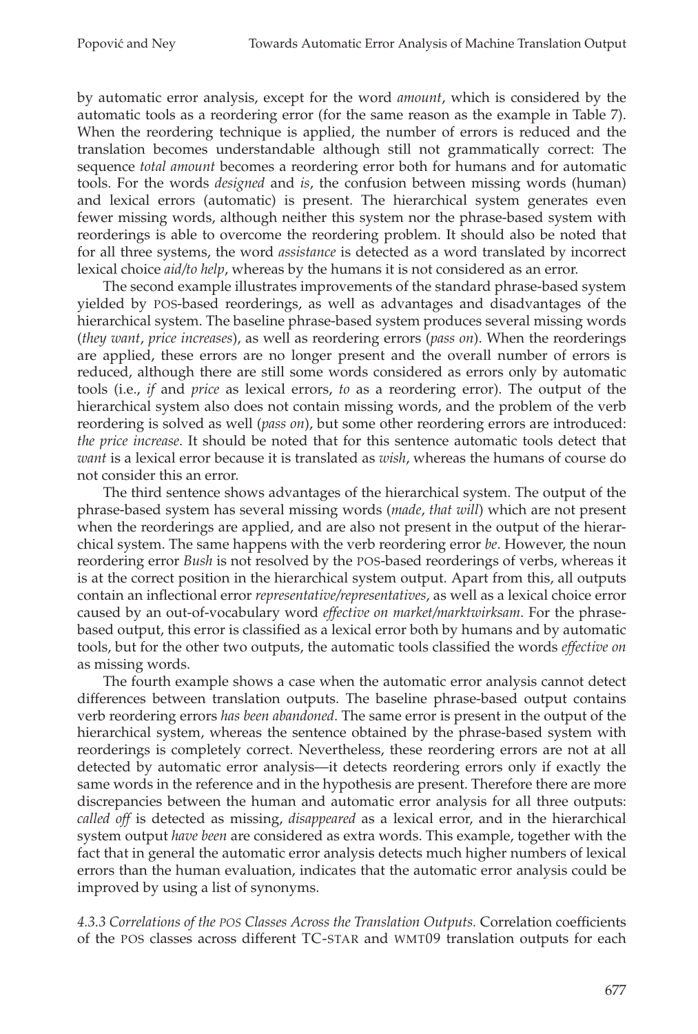by automatic error analysis, except for the word *amount*, which is considered by the automatic tools as a reordering error (for the same reason as the example in Table 7). When the reordering technique is applied, the number of errors is reduced and the translation becomes understandable although still not grammatically correct: The sequence *total amount* becomes a reordering error both for humans and for automatic tools. For the words *designed* and *is*, the confusion between missing words (human) and lexical errors (automatic) is present. The hierarchical system generates even fewer missing words, although neither this system nor the phrase-based system with reorderings is able to overcome the reordering problem. It should also be noted that for all three systems, the word *assistance* is detected as a word translated by incorrect lexical choice *aid/to help*, whereas by the humans it is not considered as an error.

The second example illustrates improvements of the standard phrase-based system yielded by POS-based reorderings, as well as advantages and disadvantages of the hierarchical system. The baseline phrase-based system produces several missing words (*they want*, *price increases*), as well as reordering errors (*pass on*). When the reorderings are applied, these errors are no longer present and the overall number of errors is reduced, although there are still some words considered as errors only by automatic tools (i.e., *if* and *price* as lexical errors, *to* as a reordering error). The output of the hierarchical system also does not contain missing words, and the problem of the verb reordering is solved as well (*pass on*), but some other reordering errors are introduced: *the price increase*. It should be noted that for this sentence automatic tools detect that *want* is a lexical error because it is translated as *wish*, whereas the humans of course do not consider this an error.

The third sentence shows advantages of the hierarchical system. The output of the phrase-based system has several missing words (*made*, *that will*) which are not present when the reorderings are applied, and are also not present in the output of the hierarchical system. The same happens with the verb reordering error *be*. However, the noun reordering error *Bush* is not resolved by the POS-based reorderings of verbs, whereas it is at the correct position in the hierarchical system output. Apart from this, all outputs contain an inflectional error *representative/representatives*, as well as a lexical choice error caused by an out-of-vocabulary word *effective on market/marktwirksam*. For the phrase-based output, this error is classified as a lexical error both by humans and by automatic tools, but for the other two outputs, the automatic tools classified the words *effective on* as missing words.

The fourth example shows a case when the automatic error analysis cannot detect differences between translation outputs. The baseline phrase-based output contains verb reordering errors *has been abandoned*. The same error is present in the output of the hierarchical system, whereas the sentence obtained by the phrase-based system with reorderings is completely correct. Nevertheless, these reordering errors are not at all detected by automatic error analysis—it detects reordering errors only if exactly the same words in the reference and in the hypothesis are present. Therefore there are more discrepancies between the human and automatic error analysis for all three outputs: *called off* is detected as missing, *disappeared* as a lexical error, and in the hierarchical system output *have been* are considered as extra words. This example, together with the fact that in general the automatic error analysis detects much higher numbers of lexical errors than the human evaluation, indicates that the automatic error analysis could be improved by using a list of synonyms.

*4.3.3 Correlations of the POS Classes Across the Translation Outputs.* Correlation coefficients of the POS classes across different TC-STAR and WMT09 translation outputs for each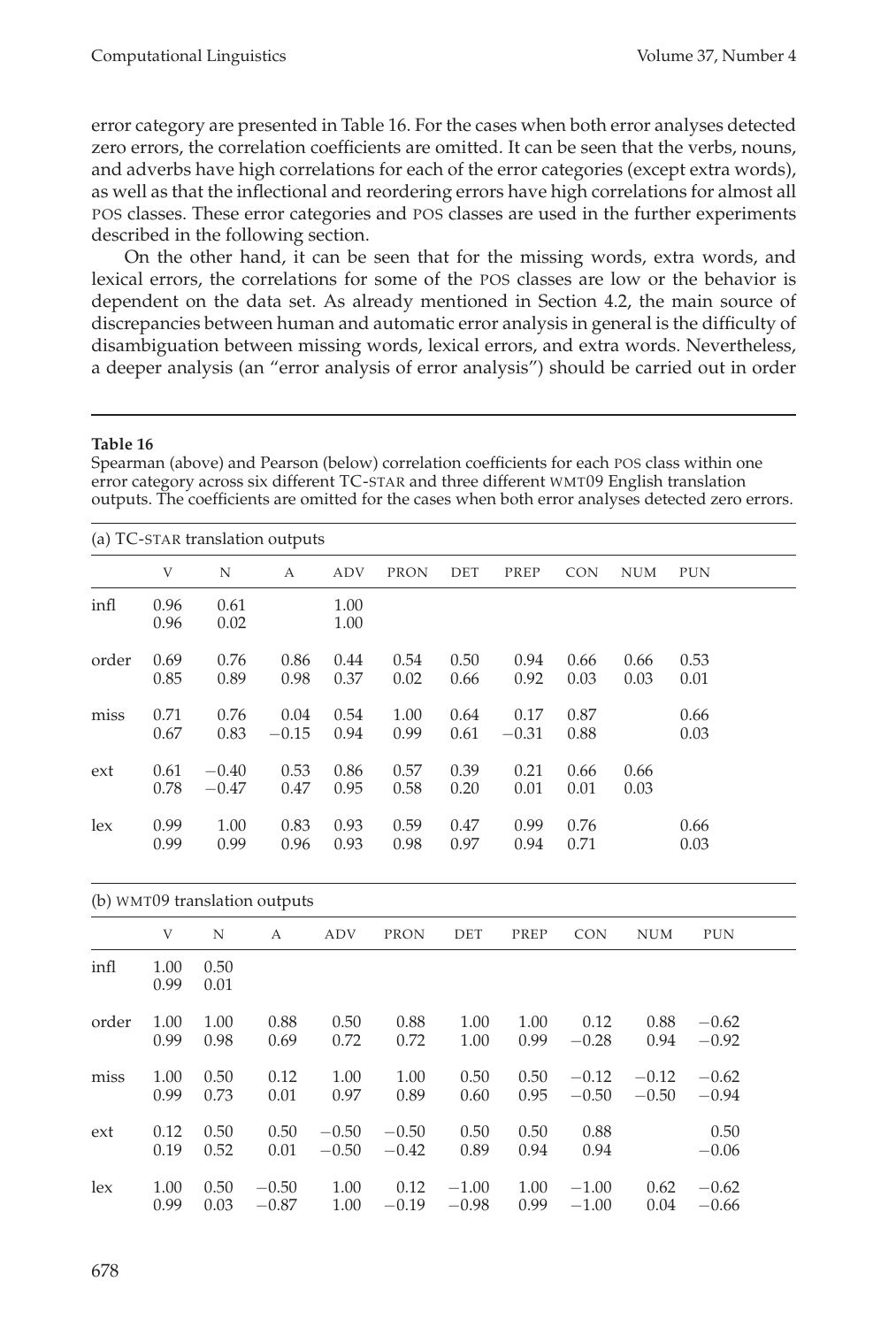error category are presented in Table 16. For the cases when both error analyses detected zero errors, the correlation coefficients are omitted. It can be seen that the verbs, nouns, and adverbs have high correlations for each of the error categories (except extra words), as well as that the inflectional and reordering errors have high correlations for almost all POS classes. These error categories and POS classes are used in the further experiments described in the following section.

On the other hand, it can be seen that for the missing words, extra words, and lexical errors, the correlations for some of the POS classes are low or the behavior is dependent on the data set. As already mentioned in Section 4.2, the main source of discrepancies between human and automatic error analysis in general is the difficulty of disambiguation between missing words, lexical errors, and extra words. Nevertheless, a deeper analysis (an "error analysis of error analysis") should be carried out in order

**Table 16**
Spearman (above) and Pearson (below) correlation coefficients for each POS class within one error category across six different TC-STAR and three different WMT09 English translation outputs. The coefficients are omitted for the cases when both error analyses detected zero errors.

(a) TC-STAR translation outputs

| | V | N | A | ADV | PRON | DET | PREP | CON | NUM | PUN |
|---|---|---|---|---|---|---|---|---|---|---|
| infl | 0.96 | 0.61 | | 1.00 | | | | | | |
| | 0.96 | 0.02 | | 1.00 | | | | | | |
| order | 0.69 | 0.76 | 0.86 | 0.44 | 0.54 | 0.50 | 0.94 | 0.66 | 0.66 | 0.53 |
| | 0.85 | 0.89 | 0.98 | 0.37 | 0.02 | 0.66 | 0.92 | 0.03 | 0.03 | 0.01 |
| miss | 0.71 | 0.76 | 0.04 | 0.54 | 1.00 | 0.64 | 0.17 | 0.87 | | 0.66 |
| | 0.67 | 0.83 | −0.15 | 0.94 | 0.99 | 0.61 | −0.31 | 0.88 | | 0.03 |
| ext | 0.61 | −0.40 | 0.53 | 0.86 | 0.57 | 0.39 | 0.21 | 0.66 | 0.66 | |
| | 0.78 | −0.47 | 0.47 | 0.95 | 0.58 | 0.20 | 0.01 | 0.01 | 0.03 | |
| lex | 0.99 | 1.00 | 0.83 | 0.93 | 0.59 | 0.47 | 0.99 | 0.76 | | 0.66 |
| | 0.99 | 0.99 | 0.96 | 0.93 | 0.98 | 0.97 | 0.94 | 0.71 | | 0.03 |

(b) WMT09 translation outputs

| | V | N | A | ADV | PRON | DET | PREP | CON | NUM | PUN |
|---|---|---|---|---|---|---|---|---|---|---|
| infl | 1.00 | 0.50 | | | | | | | | |
| | 0.99 | 0.01 | | | | | | | | |
| order | 1.00 | 1.00 | 0.88 | 0.50 | 0.88 | 1.00 | 1.00 | 0.12 | 0.88 | −0.62 |
| | 0.99 | 0.98 | 0.69 | 0.72 | 0.72 | 1.00 | 0.99 | −0.28 | 0.94 | −0.92 |
| miss | 1.00 | 0.50 | 0.12 | 1.00 | 1.00 | 0.50 | 0.50 | −0.12 | −0.12 | −0.62 |
| | 0.99 | 0.73 | 0.01 | 0.97 | 0.89 | 0.60 | 0.95 | −0.50 | −0.50 | −0.94 |
| ext | 0.12 | 0.50 | 0.50 | −0.50 | −0.50 | 0.50 | 0.50 | 0.88 | | 0.50 |
| | 0.19 | 0.52 | 0.01 | −0.50 | −0.42 | 0.89 | 0.94 | 0.94 | | −0.06 |
| lex | 1.00 | 0.50 | −0.50 | 1.00 | 0.12 | −1.00 | 1.00 | −1.00 | 0.62 | −0.62 |
| | 0.99 | 0.03 | −0.87 | 1.00 | −0.19 | −0.98 | 0.99 | −1.00 | 0.04 | −0.66 |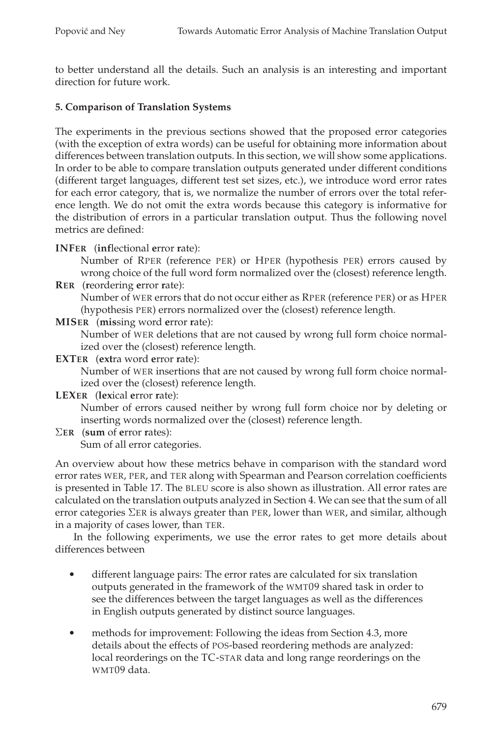to better understand all the details. Such an analysis is an interesting and important direction for future work.

## 5. Comparison of Translation Systems

The experiments in the previous sections showed that the proposed error categories (with the exception of extra words) can be useful for obtaining more information about differences between translation outputs. In this section, we will show some applications. In order to be able to compare translation outputs generated under different conditions (different target languages, different test set sizes, etc.), we introduce word error rates for each error category, that is, we normalize the number of errors over the total reference length. We do not omit the extra words because this category is informative for the distribution of errors in a particular translation output. Thus the following novel metrics are defined:

**INFER** (**inf**lectional **e**rror **r**ate):
Number of RPER (reference PER) or HPER (hypothesis PER) errors caused by wrong choice of the full word form normalized over the (closest) reference length.

**RER** (**r**eordering **e**rror **r**ate):
Number of WER errors that do not occur either as RPER (reference PER) or as HPER (hypothesis PER) errors normalized over the (closest) reference length.

**MISER** (**mis**sing word **e**rror **r**ate):
Number of WER deletions that are not caused by wrong full form choice normalized over the (closest) reference length.

**EXTER** (**ext**ra word **e**rror **r**ate):
Number of WER insertions that are not caused by wrong full form choice normalized over the (closest) reference length.

**LEXER** (**lex**ical **e**rror **r**ate):
Number of errors caused neither by wrong full form choice nor by deleting or inserting words normalized over the (closest) reference length.

**ΣER** (**sum** of **e**rror **r**ates):
Sum of all error categories.

An overview about how these metrics behave in comparison with the standard word error rates WER, PER, and TER along with Spearman and Pearson correlation coefficients is presented in Table 17. The BLEU score is also shown as illustration. All error rates are calculated on the translation outputs analyzed in Section 4. We can see that the sum of all error categories ΣER is always greater than PER, lower than WER, and similar, although in a majority of cases lower, than TER.

In the following experiments, we use the error rates to get more details about differences between

- different language pairs: The error rates are calculated for six translation outputs generated in the framework of the WMT09 shared task in order to see the differences between the target languages as well as the differences in English outputs generated by distinct source languages.
- methods for improvement: Following the ideas from Section 4.3, more details about the effects of POS-based reordering methods are analyzed: local reorderings on the TC-STAR data and long range reorderings on the WMT09 data.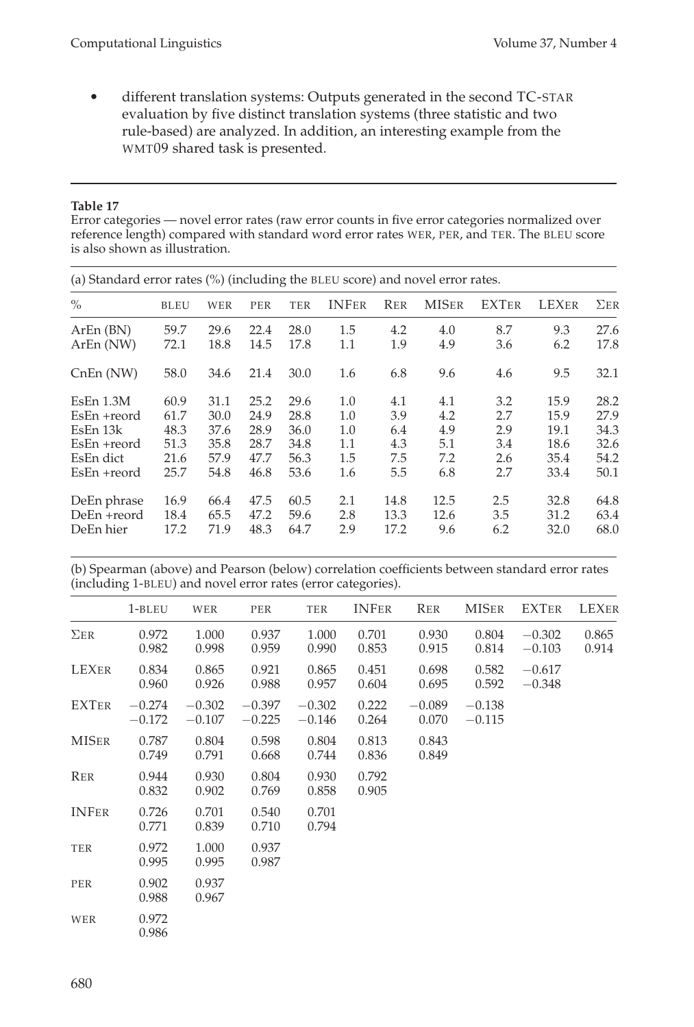- different translation systems: Outputs generated in the second TC-STAR evaluation by five distinct translation systems (three statistic and two rule-based) are analyzed. In addition, an interesting example from the WMT09 shared task is presented.

**Table 17**
Error categories — novel error rates (raw error counts in five error categories normalized over reference length) compared with standard word error rates WER, PER, and TER. The BLEU score is also shown as illustration.

(a) Standard error rates (%) (including the BLEU score) and novel error rates.

| % | BLEU | WER | PER | TER | INFER | RER | MISER | EXTER | LEXER | ΣER |
|---|---|---|---|---|---|---|---|---|---|---|
| ArEn (BN) | 59.7 | 29.6 | 22.4 | 28.0 | 1.5 | 4.2 | 4.0 | 8.7 | 9.3 | 27.6 |
| ArEn (NW) | 72.1 | 18.8 | 14.5 | 17.8 | 1.1 | 1.9 | 4.9 | 3.6 | 6.2 | 17.8 |
| CnEn (NW) | 58.0 | 34.6 | 21.4 | 30.0 | 1.6 | 6.8 | 9.6 | 4.6 | 9.5 | 32.1 |
| EsEn 1.3M | 60.9 | 31.1 | 25.2 | 29.6 | 1.0 | 4.1 | 4.1 | 3.2 | 15.9 | 28.2 |
| EsEn +reord | 61.7 | 30.0 | 24.9 | 28.8 | 1.0 | 3.9 | 4.2 | 2.7 | 15.9 | 27.9 |
| EsEn 13k | 48.3 | 37.6 | 28.9 | 36.0 | 1.0 | 6.4 | 4.9 | 2.9 | 19.1 | 34.3 |
| EsEn +reord | 51.3 | 35.8 | 28.7 | 34.8 | 1.1 | 4.3 | 5.1 | 3.4 | 18.6 | 32.6 |
| EsEn dict | 21.6 | 57.9 | 47.7 | 56.3 | 1.5 | 7.5 | 7.2 | 2.6 | 35.4 | 54.2 |
| EsEn +reord | 25.7 | 54.8 | 46.8 | 53.6 | 1.6 | 5.5 | 6.8 | 2.7 | 33.4 | 50.1 |
| DeEn phrase | 16.9 | 66.4 | 47.5 | 60.5 | 2.1 | 14.8 | 12.5 | 2.5 | 32.8 | 64.8 |
| DeEn +reord | 18.4 | 65.5 | 47.2 | 59.6 | 2.8 | 13.3 | 12.6 | 3.5 | 31.2 | 63.4 |
| DeEn hier | 17.2 | 71.9 | 48.3 | 64.7 | 2.9 | 17.2 | 9.6 | 6.2 | 32.0 | 68.0 |

(b) Spearman (above) and Pearson (below) correlation coefficients between standard error rates (including 1-BLEU) and novel error rates (error categories).

| | 1-BLEU | WER | PER | TER | INFER | RER | MISER | EXTER | LEXER |
|---|---|---|---|---|---|---|---|---|---|
| ΣER | 0.972<br>0.982 | 1.000<br>0.998 | 0.937<br>0.959 | 1.000<br>0.990 | 0.701<br>0.853 | 0.930<br>0.915 | 0.804<br>0.814 | −0.302<br>−0.103 | 0.865<br>0.914 |
| LEXER | 0.834<br>0.960 | 0.865<br>0.926 | 0.921<br>0.988 | 0.865<br>0.957 | 0.451<br>0.604 | 0.698<br>0.695 | 0.582<br>0.592 | −0.617<br>−0.348 | |
| EXTER | −0.274<br>−0.172 | −0.302<br>−0.107 | −0.397<br>−0.225 | −0.302<br>−0.146 | 0.222<br>0.264 | −0.089<br>0.070 | −0.138<br>−0.115 | | |
| MISER | 0.787<br>0.749 | 0.804<br>0.791 | 0.598<br>0.668 | 0.804<br>0.744 | 0.813<br>0.836 | 0.843<br>0.849 | | | |
| RER | 0.944<br>0.832 | 0.930<br>0.902 | 0.804<br>0.769 | 0.930<br>0.858 | 0.792<br>0.905 | | | | |
| INFER | 0.726<br>0.771 | 0.701<br>0.839 | 0.540<br>0.710 | 0.701<br>0.794 | | | | | |
| TER | 0.972<br>0.995 | 1.000<br>0.995 | 0.937<br>0.987 | | | | | | |
| PER | 0.902<br>0.988 | 0.937<br>0.967 | | | | | | | |
| WER | 0.972<br>0.986 | | | | | | | | |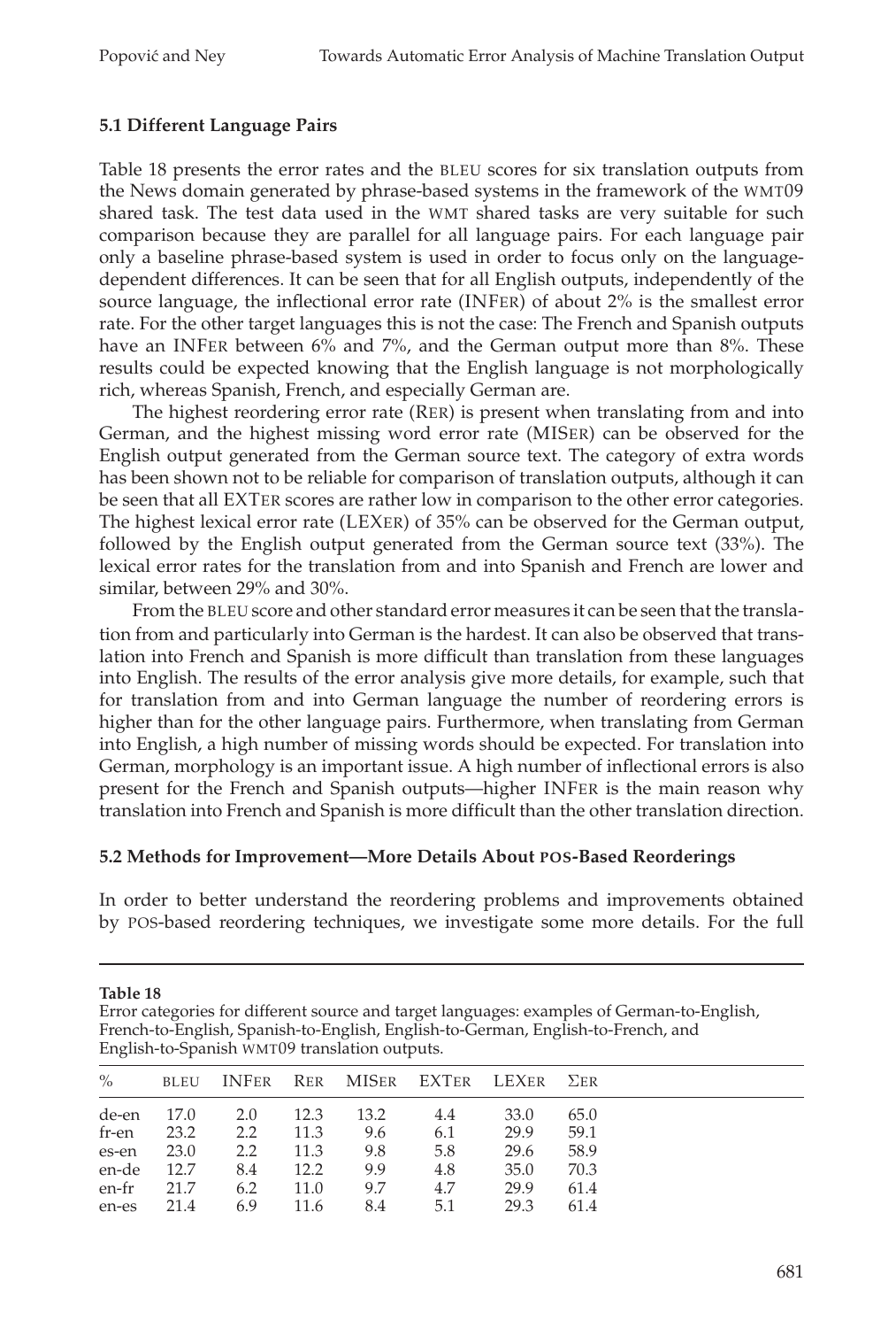### 5.1 Different Language Pairs

Table 18 presents the error rates and the BLEU scores for six translation outputs from the News domain generated by phrase-based systems in the framework of the WMT09 shared task. The test data used in the WMT shared tasks are very suitable for such comparison because they are parallel for all language pairs. For each language pair only a baseline phrase-based system is used in order to focus only on the language-dependent differences. It can be seen that for all English outputs, independently of the source language, the inflectional error rate (INFER) of about 2% is the smallest error rate. For the other target languages this is not the case: The French and Spanish outputs have an INFER between 6% and 7%, and the German output more than 8%. These results could be expected knowing that the English language is not morphologically rich, whereas Spanish, French, and especially German are.

The highest reordering error rate (RER) is present when translating from and into German, and the highest missing word error rate (MISER) can be observed for the English output generated from the German source text. The category of extra words has been shown not to be reliable for comparison of translation outputs, although it can be seen that all EXTER scores are rather low in comparison to the other error categories. The highest lexical error rate (LEXER) of 35% can be observed for the German output, followed by the English output generated from the German source text (33%). The lexical error rates for the translation from and into Spanish and French are lower and similar, between 29% and 30%.

From the BLEU score and other standard error measures it can be seen that the translation from and particularly into German is the hardest. It can also be observed that translation into French and Spanish is more difficult than translation from these languages into English. The results of the error analysis give more details, for example, such that for translation from and into German language the number of reordering errors is higher than for the other language pairs. Furthermore, when translating from German into English, a high number of missing words should be expected. For translation into German, morphology is an important issue. A high number of inflectional errors is also present for the French and Spanish outputs—higher INFER is the main reason why translation into French and Spanish is more difficult than the other translation direction.

### 5.2 Methods for Improvement—More Details About POS-Based Reorderings

In order to better understand the reordering problems and improvements obtained by POS-based reordering techniques, we investigate some more details. For the full

**Table 18**
Error categories for different source and target languages: examples of German-to-English, French-to-English, Spanish-to-English, English-to-German, English-to-French, and English-to-Spanish WMT09 translation outputs.

| % | BLEU | INFER | RER | MISER | EXTER | LEXER | ΣER |
|---|---|---|---|---|---|---|---|
| de-en | 17.0 | 2.0 | 12.3 | 13.2 | 4.4 | 33.0 | 65.0 |
| fr-en | 23.2 | 2.2 | 11.3 | 9.6 | 6.1 | 29.9 | 59.1 |
| es-en | 23.0 | 2.2 | 11.3 | 9.8 | 5.8 | 29.6 | 58.9 |
| en-de | 12.7 | 8.4 | 12.2 | 9.9 | 4.8 | 35.0 | 70.3 |
| en-fr | 21.7 | 6.2 | 11.0 | 9.7 | 4.7 | 29.9 | 61.4 |
| en-es | 21.4 | 6.9 | 11.6 | 8.4 | 5.1 | 29.3 | 61.4 |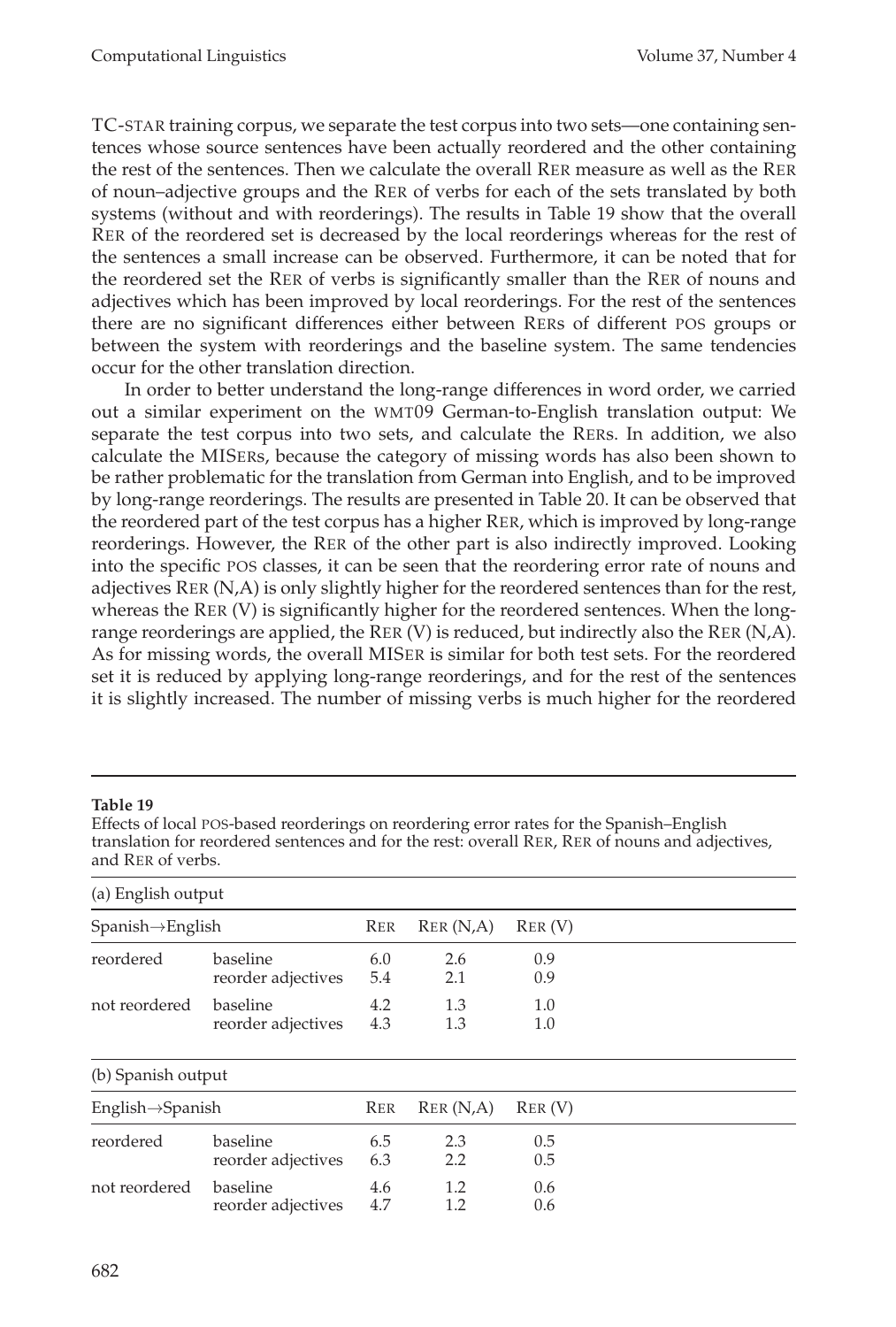TC-STAR training corpus, we separate the test corpus into two sets—one containing sentences whose source sentences have been actually reordered and the other containing the rest of the sentences. Then we calculate the overall RER measure as well as the RER of noun–adjective groups and the RER of verbs for each of the sets translated by both systems (without and with reorderings). The results in Table 19 show that the overall RER of the reordered set is decreased by the local reorderings whereas for the rest of the sentences a small increase can be observed. Furthermore, it can be noted that for the reordered set the RER of verbs is significantly smaller than the RER of nouns and adjectives which has been improved by local reorderings. For the rest of the sentences there are no significant differences either between RERs of different POS groups or between the system with reorderings and the baseline system. The same tendencies occur for the other translation direction.

In order to better understand the long-range differences in word order, we carried out a similar experiment on the WMT09 German-to-English translation output: We separate the test corpus into two sets, and calculate the RERs. In addition, we also calculate the MISERs, because the category of missing words has also been shown to be rather problematic for the translation from German into English, and to be improved by long-range reorderings. The results are presented in Table 20. It can be observed that the reordered part of the test corpus has a higher RER, which is improved by long-range reorderings. However, the RER of the other part is also indirectly improved. Looking into the specific POS classes, it can be seen that the reordering error rate of nouns and adjectives RER (N,A) is only slightly higher for the reordered sentences than for the rest, whereas the RER (V) is significantly higher for the reordered sentences. When the long-range reorderings are applied, the RER (V) is reduced, but indirectly also the RER (N,A). As for missing words, the overall MISER is similar for both test sets. For the reordered set it is reduced by applying long-range reorderings, and for the rest of the sentences it is slightly increased. The number of missing verbs is much higher for the reordered

**Table 19**

Effects of local POS-based reorderings on reordering error rates for the Spanish–English translation for reordered sentences and for the rest: overall RER, RER of nouns and adjectives, and RER of verbs.

(a) English output

| Spanish→English | | RER | RER (N,A) | RER (V) |
|---|---|---|---|---|
| reordered | baseline | 6.0 | 2.6 | 0.9 |
| | reorder adjectives | 5.4 | 2.1 | 0.9 |
| not reordered | baseline | 4.2 | 1.3 | 1.0 |
| | reorder adjectives | 4.3 | 1.3 | 1.0 |

(b) Spanish output

| English→Spanish | | RER | RER (N,A) | RER (V) |
|---|---|---|---|---|
| reordered | baseline | 6.5 | 2.3 | 0.5 |
| | reorder adjectives | 6.3 | 2.2 | 0.5 |
| not reordered | baseline | 4.6 | 1.2 | 0.6 |
| | reorder adjectives | 4.7 | 1.2 | 0.6 |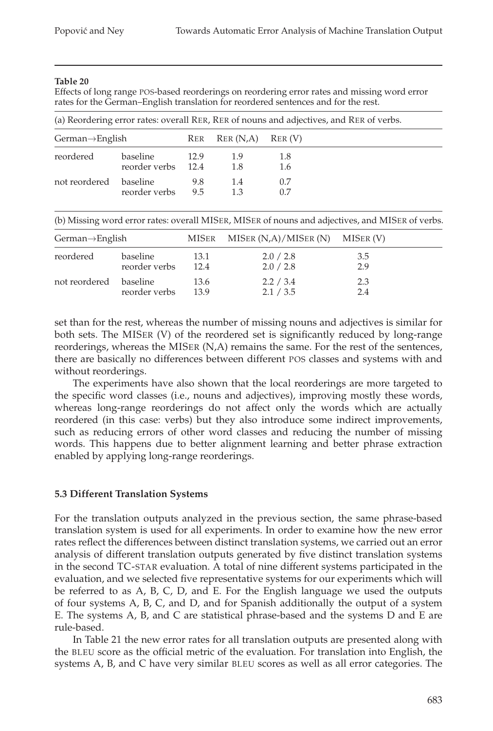**Table 20**

Effects of long range POS-based reorderings on reordering error rates and missing word error rates for the German–English translation for reordered sentences and for the rest.

(a) Reordering error rates: overall RER, RER of nouns and adjectives, and RER of verbs.

| German→English | | RER | RER (N,A) | RER (V) |
|---|---|---|---|---|
| reordered | baseline | 12.9 | 1.9 | 1.8 |
| | reorder verbs | 12.4 | 1.8 | 1.6 |
| not reordered | baseline | 9.8 | 1.4 | 0.7 |
| | reorder verbs | 9.5 | 1.3 | 0.7 |

(b) Missing word error rates: overall MISER, MISER of nouns and adjectives, and MISER of verbs.

| German→English | | MISER | MISER (N,A)/MISER (N) | MISER (V) |
|---|---|---|---|---|
| reordered | baseline | 13.1 | 2.0 / 2.8 | 3.5 |
| | reorder verbs | 12.4 | 2.0 / 2.8 | 2.9 |
| not reordered | baseline | 13.6 | 2.2 / 3.4 | 2.3 |
| | reorder verbs | 13.9 | 2.1 / 3.5 | 2.4 |

set than for the rest, whereas the number of missing nouns and adjectives is similar for both sets. The MISER (V) of the reordered set is significantly reduced by long-range reorderings, whereas the MISER (N,A) remains the same. For the rest of the sentences, there are basically no differences between different POS classes and systems with and without reorderings.

The experiments have also shown that the local reorderings are more targeted to the specific word classes (i.e., nouns and adjectives), improving mostly these words, whereas long-range reorderings do not affect only the words which are actually reordered (in this case: verbs) but they also introduce some indirect improvements, such as reducing errors of other word classes and reducing the number of missing words. This happens due to better alignment learning and better phrase extraction enabled by applying long-range reorderings.

### 5.3 Different Translation Systems

For the translation outputs analyzed in the previous section, the same phrase-based translation system is used for all experiments. In order to examine how the new error rates reflect the differences between distinct translation systems, we carried out an error analysis of different translation outputs generated by five distinct translation systems in the second TC-STAR evaluation. A total of nine different systems participated in the evaluation, and we selected five representative systems for our experiments which will be referred to as A, B, C, D, and E. For the English language we used the outputs of four systems A, B, C, and D, and for Spanish additionally the output of a system E. The systems A, B, and C are statistical phrase-based and the systems D and E are rule-based.

In Table 21 the new error rates for all translation outputs are presented along with the BLEU score as the official metric of the evaluation. For translation into English, the systems A, B, and C have very similar BLEU scores as well as all error categories. The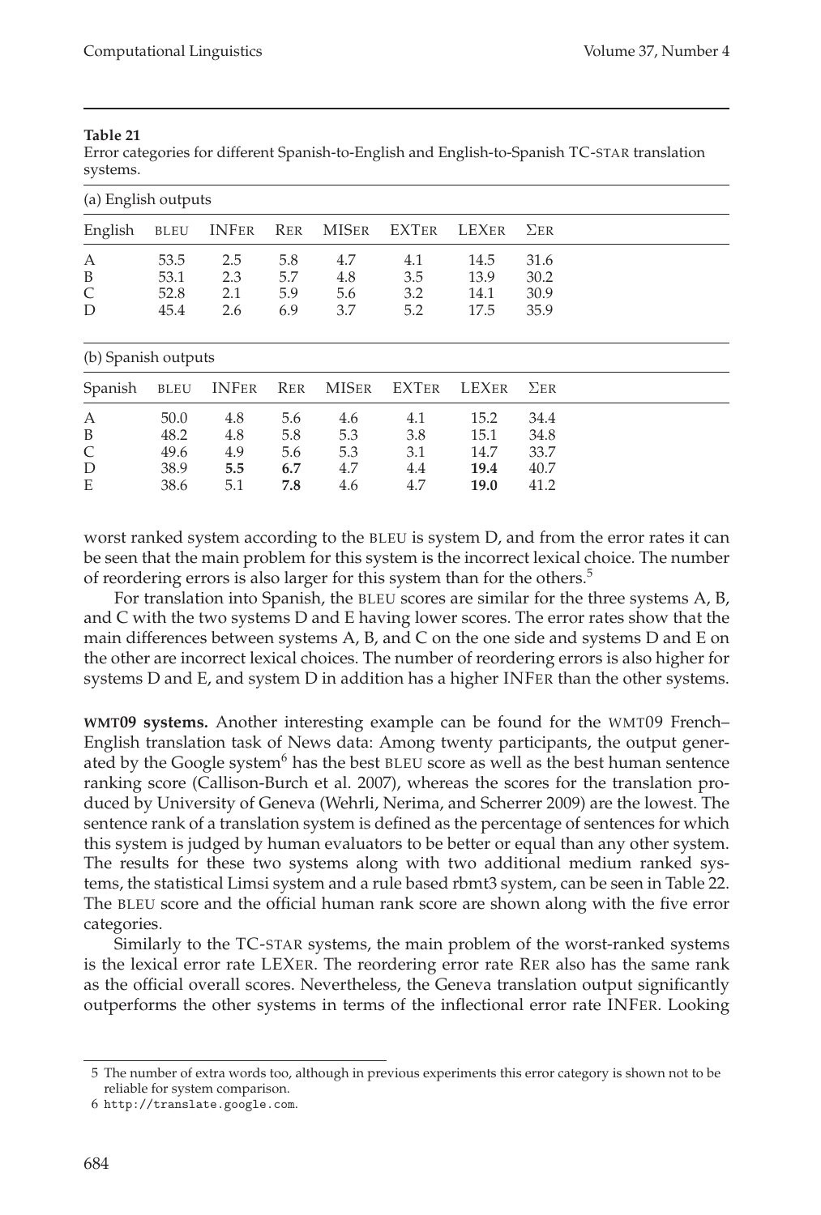**Table 21**
Error categories for different Spanish-to-English and English-to-Spanish TC-STAR translation systems.

(a) English outputs

| English | BLEU | INFER | RER | MISER | EXTER | LEXER | ΣER |
|---|---|---|---|---|---|---|---|
| A | 53.5 | 2.5 | 5.8 | 4.7 | 4.1 | 14.5 | 31.6 |
| B | 53.1 | 2.3 | 5.7 | 4.8 | 3.5 | 13.9 | 30.2 |
| C | 52.8 | 2.1 | 5.9 | 5.6 | 3.2 | 14.1 | 30.9 |
| D | 45.4 | 2.6 | 6.9 | 3.7 | 5.2 | 17.5 | 35.9 |

(b) Spanish outputs

| Spanish | BLEU | INFER | RER | MISER | EXTER | LEXER | ΣER |
|---|---|---|---|---|---|---|---|
| A | 50.0 | 4.8 | 5.6 | 4.6 | 4.1 | 15.2 | 34.4 |
| B | 48.2 | 4.8 | 5.8 | 5.3 | 3.8 | 15.1 | 34.8 |
| C | 49.6 | 4.9 | 5.6 | 5.3 | 3.1 | 14.7 | 33.7 |
| D | 38.9 | **5.5** | **6.7** | 4.7 | 4.4 | **19.4** | 40.7 |
| E | 38.6 | 5.1 | **7.8** | 4.6 | 4.7 | **19.0** | 41.2 |

worst ranked system according to the BLEU is system D, and from the error rates it can be seen that the main problem for this system is the incorrect lexical choice. The number of reordering errors is also larger for this system than for the others.[5]

For translation into Spanish, the BLEU scores are similar for the three systems A, B, and C with the two systems D and E having lower scores. The error rates show that the main differences between systems A, B, and C on the one side and systems D and E on the other are incorrect lexical choices. The number of reordering errors is also higher for systems D and E, and system D in addition has a higher INFER than the other systems.

**WMT09 systems.** Another interesting example can be found for the WMT09 French–English translation task of News data: Among twenty participants, the output generated by the Google system[6] has the best BLEU score as well as the best human sentence ranking score (Callison-Burch et al. 2007), whereas the scores for the translation produced by University of Geneva (Wehrli, Nerima, and Scherrer 2009) are the lowest. The sentence rank of a translation system is defined as the percentage of sentences for which this system is judged by human evaluators to be better or equal than any other system. The results for these two systems along with two additional medium ranked systems, the statistical Limsi system and a rule based rbmt3 system, can be seen in Table 22. The BLEU score and the official human rank score are shown along with the five error categories.

Similarly to the TC-STAR systems, the main problem of the worst-ranked systems is the lexical error rate LEXER. The reordering error rate RER also has the same rank as the official overall scores. Nevertheless, the Geneva translation output significantly outperforms the other systems in terms of the inflectional error rate INFER. Looking

5 The number of extra words too, although in previous experiments this error category is shown not to be reliable for system comparison.

6 http://translate.google.com.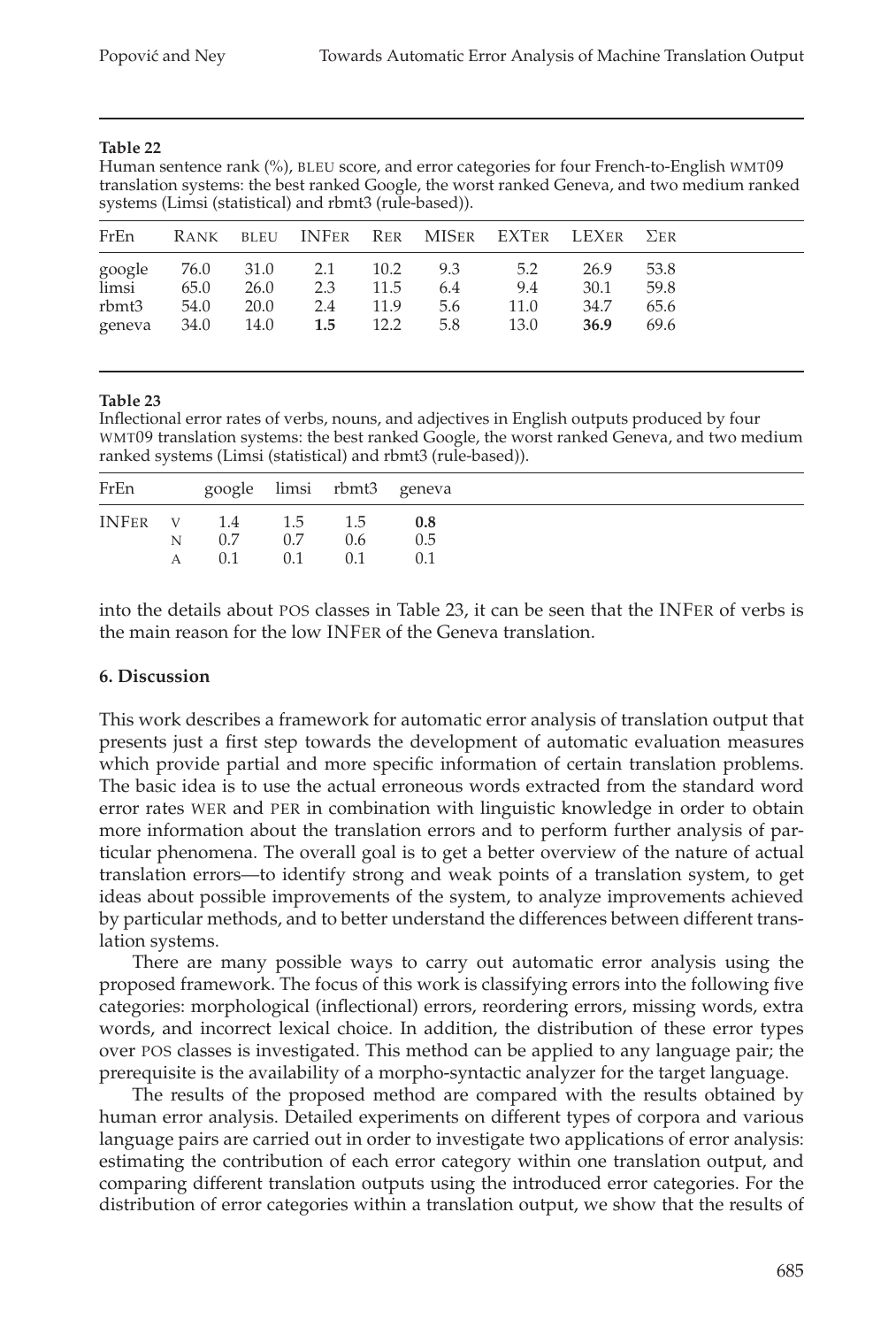**Table 22**
Human sentence rank (%), BLEU score, and error categories for four French-to-English WMT09 translation systems: the best ranked Google, the worst ranked Geneva, and two medium ranked systems (Limsi (statistical) and rbmt3 (rule-based)).

| FrEn | RANK | BLEU | INFER | RER | MISER | EXTER | LEXER | ΣER |
|---|---|---|---|---|---|---|---|---|
| google | 76.0 | 31.0 | 2.1 | 10.2 | 9.3 | 5.2 | 26.9 | 53.8 |
| limsi | 65.0 | 26.0 | 2.3 | 11.5 | 6.4 | 9.4 | 30.1 | 59.8 |
| rbmt3 | 54.0 | 20.0 | 2.4 | 11.9 | 5.6 | 11.0 | 34.7 | 65.6 |
| geneva | 34.0 | 14.0 | **1.5** | 12.2 | 5.8 | 13.0 | **36.9** | 69.6 |

**Table 23**
Inflectional error rates of verbs, nouns, and adjectives in English outputs produced by four WMT09 translation systems: the best ranked Google, the worst ranked Geneva, and two medium ranked systems (Limsi (statistical) and rbmt3 (rule-based)).

| FrEn | | google | limsi | rbmt3 | geneva |
|---|---|---|---|---|---|
| INFER | V | 1.4 | 1.5 | 1.5 | **0.8** |
| | N | 0.7 | 0.7 | 0.6 | 0.5 |
| | A | 0.1 | 0.1 | 0.1 | 0.1 |

into the details about POS classes in Table 23, it can be seen that the INFER of verbs is the main reason for the low INFER of the Geneva translation.

## 6. Discussion

This work describes a framework for automatic error analysis of translation output that presents just a first step towards the development of automatic evaluation measures which provide partial and more specific information of certain translation problems. The basic idea is to use the actual erroneous words extracted from the standard word error rates WER and PER in combination with linguistic knowledge in order to obtain more information about the translation errors and to perform further analysis of particular phenomena. The overall goal is to get a better overview of the nature of actual translation errors—to identify strong and weak points of a translation system, to get ideas about possible improvements of the system, to analyze improvements achieved by particular methods, and to better understand the differences between different translation systems.

There are many possible ways to carry out automatic error analysis using the proposed framework. The focus of this work is classifying errors into the following five categories: morphological (inflectional) errors, reordering errors, missing words, extra words, and incorrect lexical choice. In addition, the distribution of these error types over POS classes is investigated. This method can be applied to any language pair; the prerequisite is the availability of a morpho-syntactic analyzer for the target language.

The results of the proposed method are compared with the results obtained by human error analysis. Detailed experiments on different types of corpora and various language pairs are carried out in order to investigate two applications of error analysis: estimating the contribution of each error category within one translation output, and comparing different translation outputs using the introduced error categories. For the distribution of error categories within a translation output, we show that the results of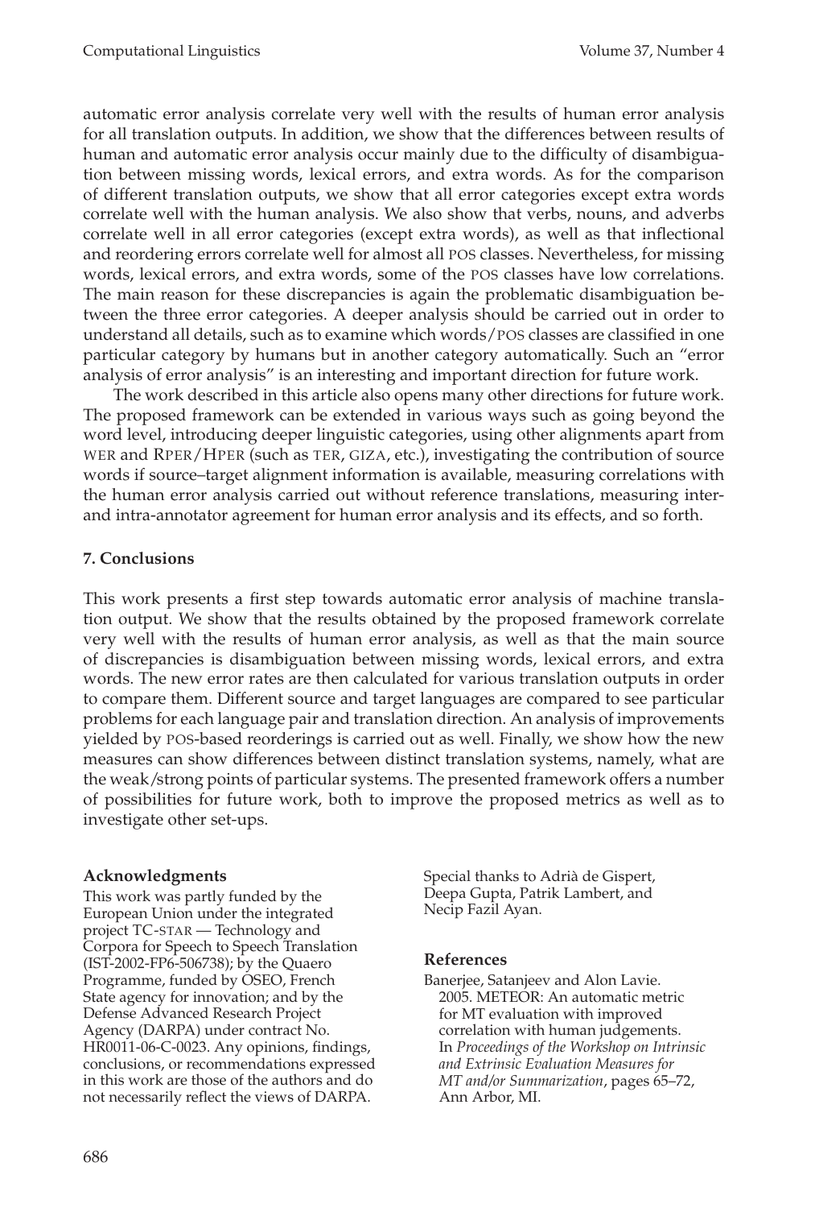automatic error analysis correlate very well with the results of human error analysis for all translation outputs. In addition, we show that the differences between results of human and automatic error analysis occur mainly due to the difficulty of disambiguation between missing words, lexical errors, and extra words. As for the comparison of different translation outputs, we show that all error categories except extra words correlate well with the human analysis. We also show that verbs, nouns, and adverbs correlate well in all error categories (except extra words), as well as that inflectional and reordering errors correlate well for almost all POS classes. Nevertheless, for missing words, lexical errors, and extra words, some of the POS classes have low correlations. The main reason for these discrepancies is again the problematic disambiguation between the three error categories. A deeper analysis should be carried out in order to understand all details, such as to examine which words/POS classes are classified in one particular category by humans but in another category automatically. Such an "error analysis of error analysis" is an interesting and important direction for future work.

The work described in this article also opens many other directions for future work. The proposed framework can be extended in various ways such as going beyond the word level, introducing deeper linguistic categories, using other alignments apart from WER and RPER/HPER (such as TER, GIZA, etc.), investigating the contribution of source words if source–target alignment information is available, measuring correlations with the human error analysis carried out without reference translations, measuring inter- and intra-annotator agreement for human error analysis and its effects, and so forth.

## 7. Conclusions

This work presents a first step towards automatic error analysis of machine translation output. We show that the results obtained by the proposed framework correlate very well with the results of human error analysis, as well as that the main source of discrepancies is disambiguation between missing words, lexical errors, and extra words. The new error rates are then calculated for various translation outputs in order to compare them. Different source and target languages are compared to see particular problems for each language pair and translation direction. An analysis of improvements yielded by POS-based reorderings is carried out as well. Finally, we show how the new measures can show differences between distinct translation systems, namely, what are the weak/strong points of particular systems. The presented framework offers a number of possibilities for future work, both to improve the proposed metrics as well as to investigate other set-ups.

### Acknowledgments

This work was partly funded by the European Union under the integrated project TC-STAR — Technology and Corpora for Speech to Speech Translation (IST-2002-FP6-506738); by the Quaero Programme, funded by OSEO, French State agency for innovation; and by the Defense Advanced Research Project Agency (DARPA) under contract No. HR0011-06-C-0023. Any opinions, findings, conclusions, or recommendations expressed in this work are those of the authors and do not necessarily reflect the views of DARPA. Special thanks to Adrià de Gispert, Deepa Gupta, Patrik Lambert, and Necip Fazil Ayan.

### References

Banerjee, Satanjeev and Alon Lavie. 2005. METEOR: An automatic metric for MT evaluation with improved correlation with human judgements. In *Proceedings of the Workshop on Intrinsic and Extrinsic Evaluation Measures for MT and/or Summarization*, pages 65–72, Ann Arbor, MI.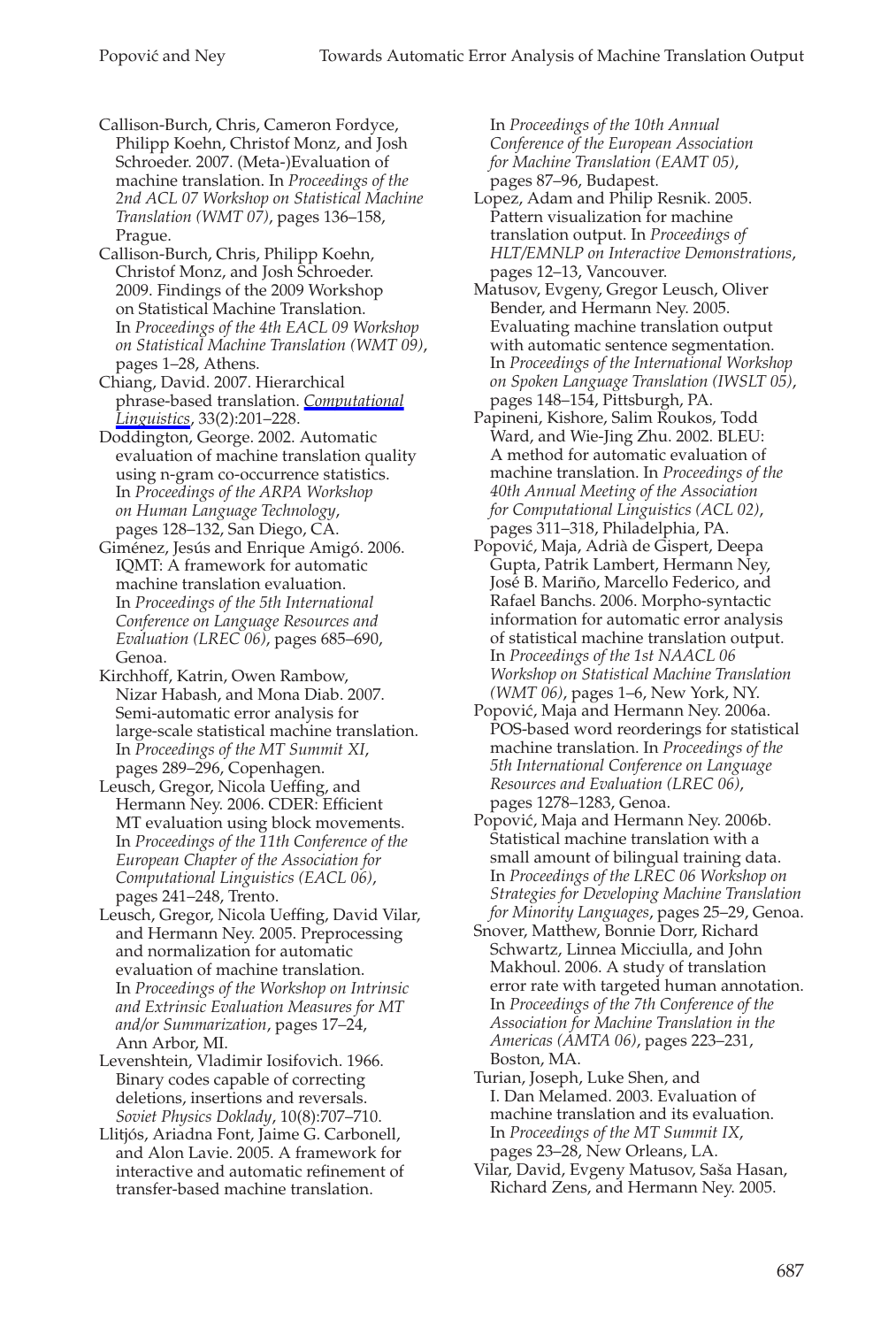Callison-Burch, Chris, Cameron Fordyce, Philipp Koehn, Christof Monz, and Josh Schroeder. 2007. (Meta-)Evaluation of machine translation. In *Proceedings of the 2nd ACL 07 Workshop on Statistical Machine Translation (WMT 07)*, pages 136–158, Prague.

Callison-Burch, Chris, Philipp Koehn, Christof Monz, and Josh Schroeder. 2009. Findings of the 2009 Workshop on Statistical Machine Translation. In *Proceedings of the 4th EACL 09 Workshop on Statistical Machine Translation (WMT 09)*, pages 1–28, Athens.

Chiang, David. 2007. Hierarchical phrase-based translation. *Computational Linguistics*, 33(2):201–228.

Doddington, George. 2002. Automatic evaluation of machine translation quality using n-gram co-occurrence statistics. In *Proceedings of the ARPA Workshop on Human Language Technology*, pages 128–132, San Diego, CA.

Giménez, Jesús and Enrique Amigó. 2006. IQMT: A framework for automatic machine translation evaluation. In *Proceedings of the 5th International Conference on Language Resources and Evaluation (LREC 06)*, pages 685–690, Genoa.

Kirchhoff, Katrin, Owen Rambow, Nizar Habash, and Mona Diab. 2007. Semi-automatic error analysis for large-scale statistical machine translation. In *Proceedings of the MT Summit XI*, pages 289–296, Copenhagen.

Leusch, Gregor, Nicola Ueffing, and Hermann Ney. 2006. CDER: Efficient MT evaluation using block movements. In *Proceedings of the 11th Conference of the European Chapter of the Association for Computational Linguistics (EACL 06)*, pages 241–248, Trento.

Leusch, Gregor, Nicola Ueffing, David Vilar, and Hermann Ney. 2005. Preprocessing and normalization for automatic evaluation of machine translation. In *Proceedings of the Workshop on Intrinsic and Extrinsic Evaluation Measures for MT and/or Summarization*, pages 17–24, Ann Arbor, MI.

Levenshtein, Vladimir Iosifovich. 1966. Binary codes capable of correcting deletions, insertions and reversals. *Soviet Physics Doklady*, 10(8):707–710.

Llitjós, Ariadna Font, Jaime G. Carbonell, and Alon Lavie. 2005. A framework for interactive and automatic refinement of transfer-based machine translation. In *Proceedings of the 10th Annual Conference of the European Association for Machine Translation (EAMT 05)*, pages 87–96, Budapest.

Lopez, Adam and Philip Resnik. 2005. Pattern visualization for machine translation output. In *Proceedings of HLT/EMNLP on Interactive Demonstrations*, pages 12–13, Vancouver.

Matusov, Evgeny, Gregor Leusch, Oliver Bender, and Hermann Ney. 2005. Evaluating machine translation output with automatic sentence segmentation. In *Proceedings of the International Workshop on Spoken Language Translation (IWSLT 05)*, pages 148–154, Pittsburgh, PA.

Papineni, Kishore, Salim Roukos, Todd Ward, and Wie-Jing Zhu. 2002. BLEU: A method for automatic evaluation of machine translation. In *Proceedings of the 40th Annual Meeting of the Association for Computational Linguistics (ACL 02)*, pages 311–318, Philadelphia, PA.

Popović, Maja, Adrià de Gispert, Deepa Gupta, Patrik Lambert, Hermann Ney, José B. Mariño, Marcello Federico, and Rafael Banchs. 2006. Morpho-syntactic information for automatic error analysis of statistical machine translation output. In *Proceedings of the 1st NAACL 06 Workshop on Statistical Machine Translation (WMT 06)*, pages 1–6, New York, NY.

Popović, Maja and Hermann Ney. 2006a. POS-based word reorderings for statistical machine translation. In *Proceedings of the 5th International Conference on Language Resources and Evaluation (LREC 06)*, pages 1278–1283, Genoa.

Popović, Maja and Hermann Ney. 2006b. Statistical machine translation with a small amount of bilingual training data. In *Proceedings of the LREC 06 Workshop on Strategies for Developing Machine Translation for Minority Languages*, pages 25–29, Genoa.

Snover, Matthew, Bonnie Dorr, Richard Schwartz, Linnea Micciulla, and John Makhoul. 2006. A study of translation error rate with targeted human annotation. In *Proceedings of the 7th Conference of the Association for Machine Translation in the Americas (AMTA 06)*, pages 223–231, Boston, MA.

Turian, Joseph, Luke Shen, and I. Dan Melamed. 2003. Evaluation of machine translation and its evaluation. In *Proceedings of the MT Summit IX*, pages 23–28, New Orleans, LA.

Vilar, David, Evgeny Matusov, Saša Hasan, Richard Zens, and Hermann Ney. 2005.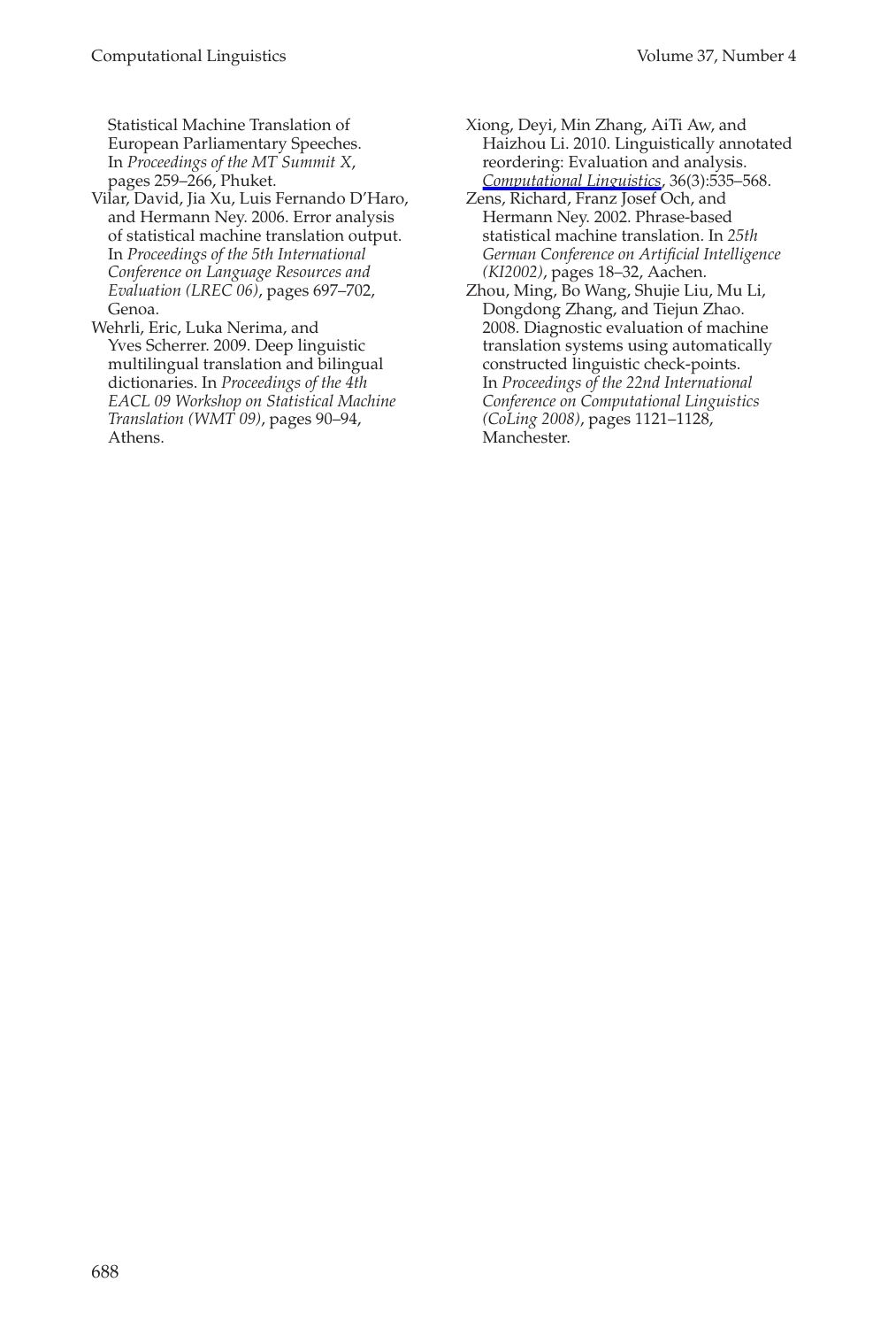Statistical Machine Translation of European Parliamentary Speeches. In *Proceedings of the MT Summit X*, pages 259–266, Phuket.

Vilar, David, Jia Xu, Luis Fernando D'Haro, and Hermann Ney. 2006. Error analysis of statistical machine translation output. In *Proceedings of the 5th International Conference on Language Resources and Evaluation (LREC 06)*, pages 697–702, Genoa.

Wehrli, Eric, Luka Nerima, and Yves Scherrer. 2009. Deep linguistic multilingual translation and bilingual dictionaries. In *Proceedings of the 4th EACL 09 Workshop on Statistical Machine Translation (WMT 09)*, pages 90–94, Athens.

Xiong, Deyi, Min Zhang, AiTi Aw, and Haizhou Li. 2010. Linguistically annotated reordering: Evaluation and analysis. *Computational Linguistics*, 36(3):535–568.

Zens, Richard, Franz Josef Och, and Hermann Ney. 2002. Phrase-based statistical machine translation. In *25th German Conference on Artificial Intelligence (KI2002)*, pages 18–32, Aachen.

Zhou, Ming, Bo Wang, Shujie Liu, Mu Li, Dongdong Zhang, and Tiejun Zhao. 2008. Diagnostic evaluation of machine translation systems using automatically constructed linguistic check-points. In *Proceedings of the 22nd International Conference on Computational Linguistics (CoLing 2008)*, pages 1121–1128, Manchester.